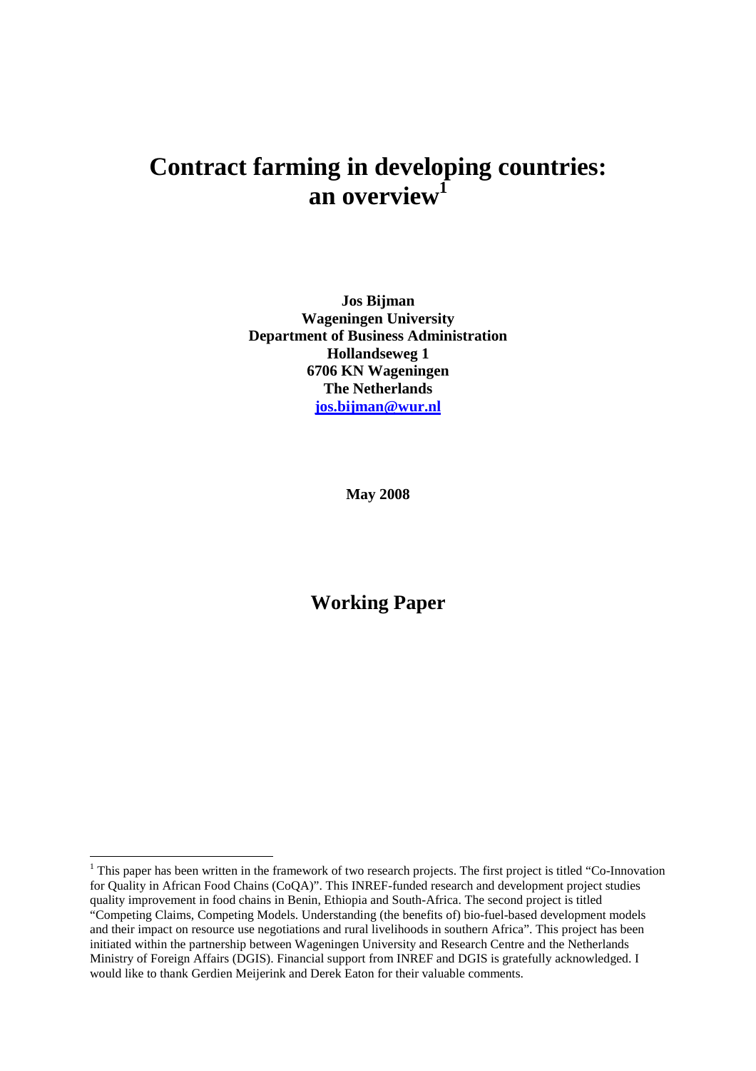# Contract farming in developing countries: an overview[1]

**Jos Bijman**
**Wageningen University**
**Department of Business Administration**
**Hollandseweg 1**
**6706 KN Wageningen**
**The Netherlands**
**jos.bijman@wur.nl**

**May 2008**

## Working Paper

[1] This paper has been written in the framework of two research projects. The first project is titled "Co-Innovation for Quality in African Food Chains (CoQA)". This INREF-funded research and development project studies quality improvement in food chains in Benin, Ethiopia and South-Africa. The second project is titled "Competing Claims, Competing Models. Understanding (the benefits of) bio-fuel-based development models and their impact on resource use negotiations and rural livelihoods in southern Africa". This project has been initiated within the partnership between Wageningen University and Research Centre and the Netherlands Ministry of Foreign Affairs (DGIS). Financial support from INREF and DGIS is gratefully acknowledged. I would like to thank Gerdien Meijerink and Derek Eaton for their valuable comments.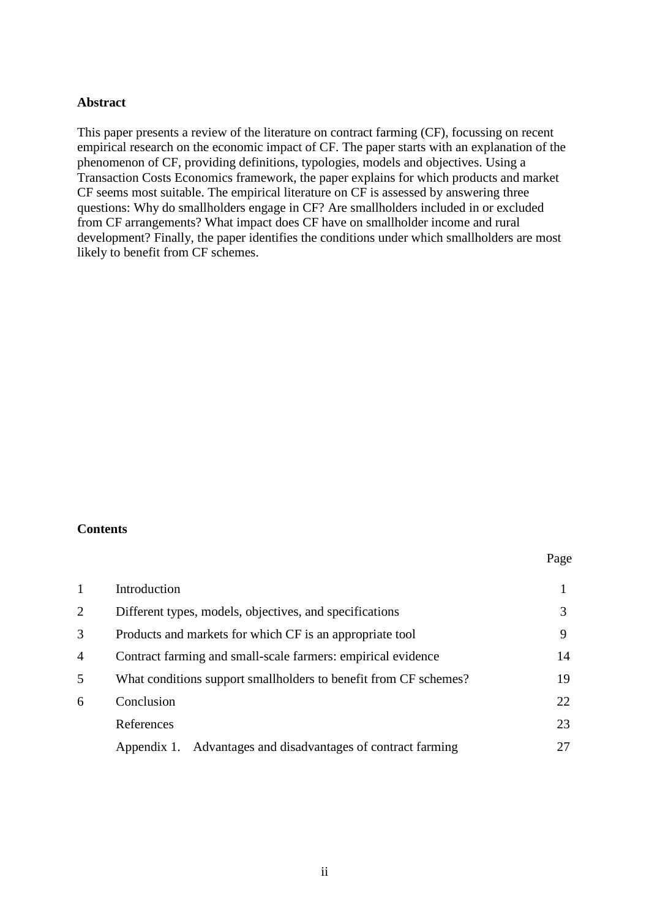## Abstract

This paper presents a review of the literature on contract farming (CF), focussing on recent empirical research on the economic impact of CF. The paper starts with an explanation of the phenomenon of CF, providing definitions, typologies, models and objectives. Using a Transaction Costs Economics framework, the paper explains for which products and market CF seems most suitable. The empirical literature on CF is assessed by answering three questions: Why do smallholders engage in CF? Are smallholders included in or excluded from CF arrangements? What impact does CF have on smallholder income and rural development? Finally, the paper identifies the conditions under which smallholders are most likely to benefit from CF schemes.

## Contents

| | | Page |
|---|---|---|
| 1 | Introduction | 1 |
| 2 | Different types, models, objectives, and specifications | 3 |
| 3 | Products and markets for which CF is an appropriate tool | 9 |
| 4 | Contract farming and small-scale farmers: empirical evidence | 14 |
| 5 | What conditions support smallholders to benefit from CF schemes? | 19 |
| 6 | Conclusion | 22 |
| | References | 23 |
| | Appendix 1. Advantages and disadvantages of contract farming | 27 |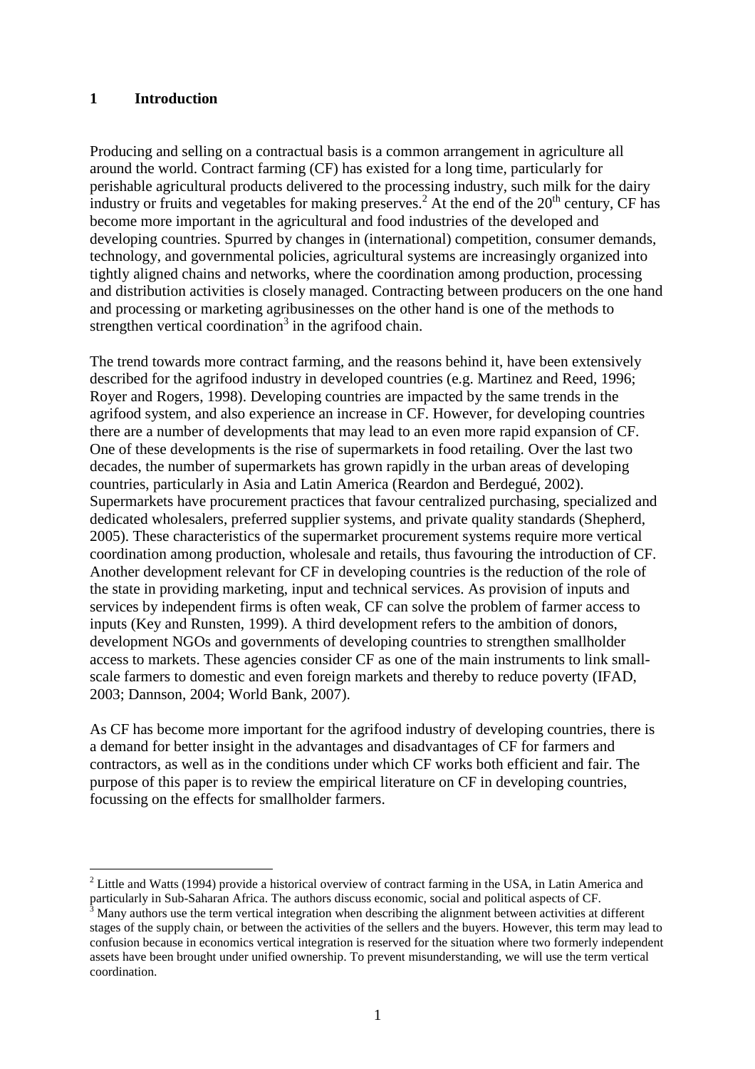# 1 Introduction

Producing and selling on a contractual basis is a common arrangement in agriculture all around the world. Contract farming (CF) has existed for a long time, particularly for perishable agricultural products delivered to the processing industry, such milk for the dairy industry or fruits and vegetables for making preserves.[2] At the end of the 20th century, CF has become more important in the agricultural and food industries of the developed and developing countries. Spurred by changes in (international) competition, consumer demands, technology, and governmental policies, agricultural systems are increasingly organized into tightly aligned chains and networks, where the coordination among production, processing and distribution activities is closely managed. Contracting between producers on the one hand and processing or marketing agribusinesses on the other hand is one of the methods to strengthen vertical coordination[3] in the agrifood chain.

The trend towards more contract farming, and the reasons behind it, have been extensively described for the agrifood industry in developed countries (e.g. Martinez and Reed, 1996; Royer and Rogers, 1998). Developing countries are impacted by the same trends in the agrifood system, and also experience an increase in CF. However, for developing countries there are a number of developments that may lead to an even more rapid expansion of CF. One of these developments is the rise of supermarkets in food retailing. Over the last two decades, the number of supermarkets has grown rapidly in the urban areas of developing countries, particularly in Asia and Latin America (Reardon and Berdegué, 2002). Supermarkets have procurement practices that favour centralized purchasing, specialized and dedicated wholesalers, preferred supplier systems, and private quality standards (Shepherd, 2005). These characteristics of the supermarket procurement systems require more vertical coordination among production, wholesale and retails, thus favouring the introduction of CF. Another development relevant for CF in developing countries is the reduction of the role of the state in providing marketing, input and technical services. As provision of inputs and services by independent firms is often weak, CF can solve the problem of farmer access to inputs (Key and Runsten, 1999). A third development refers to the ambition of donors, development NGOs and governments of developing countries to strengthen smallholder access to markets. These agencies consider CF as one of the main instruments to link small-scale farmers to domestic and even foreign markets and thereby to reduce poverty (IFAD, 2003; Dannson, 2004; World Bank, 2007).

As CF has become more important for the agrifood industry of developing countries, there is a demand for better insight in the advantages and disadvantages of CF for farmers and contractors, as well as in the conditions under which CF works both efficient and fair. The purpose of this paper is to review the empirical literature on CF in developing countries, focussing on the effects for smallholder farmers.

---

[2] Little and Watts (1994) provide a historical overview of contract farming in the USA, in Latin America and particularly in Sub-Saharan Africa. The authors discuss economic, social and political aspects of CF.

[3] Many authors use the term vertical integration when describing the alignment between activities at different stages of the supply chain, or between the activities of the sellers and the buyers. However, this term may lead to confusion because in economics vertical integration is reserved for the situation where two formerly independent assets have been brought under unified ownership. To prevent misunderstanding, we will use the term vertical coordination.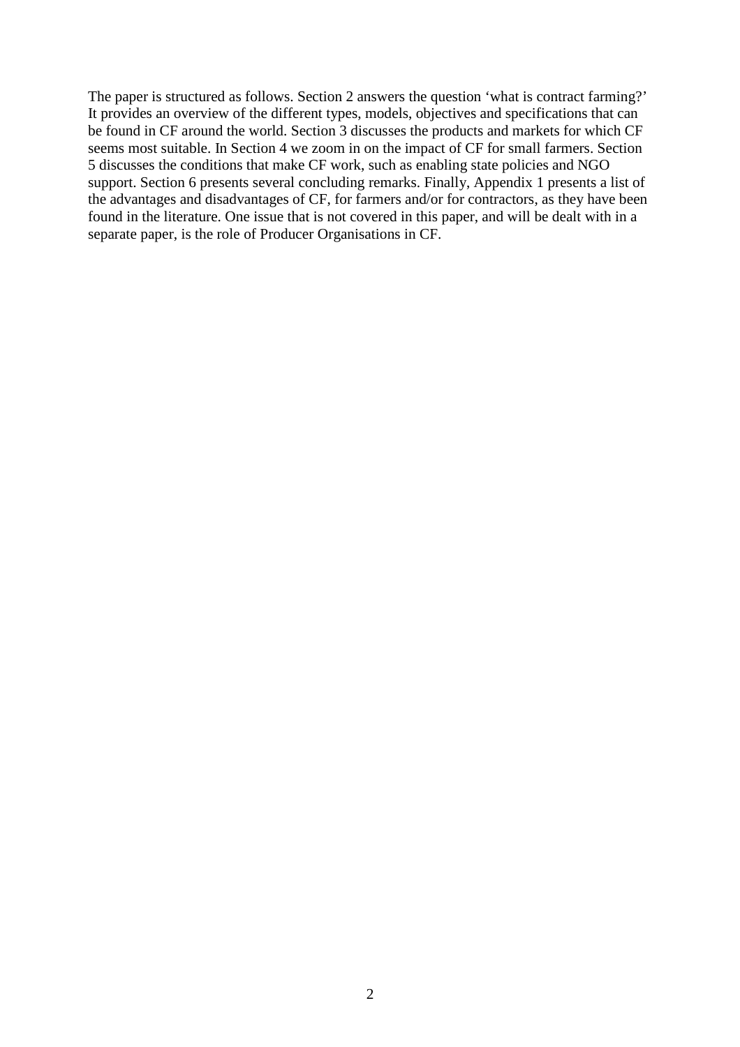The paper is structured as follows. Section 2 answers the question 'what is contract farming?' It provides an overview of the different types, models, objectives and specifications that can be found in CF around the world. Section 3 discusses the products and markets for which CF seems most suitable. In Section 4 we zoom in on the impact of CF for small farmers. Section 5 discusses the conditions that make CF work, such as enabling state policies and NGO support. Section 6 presents several concluding remarks. Finally, Appendix 1 presents a list of the advantages and disadvantages of CF, for farmers and/or for contractors, as they have been found in the literature. One issue that is not covered in this paper, and will be dealt with in a separate paper, is the role of Producer Organisations in CF.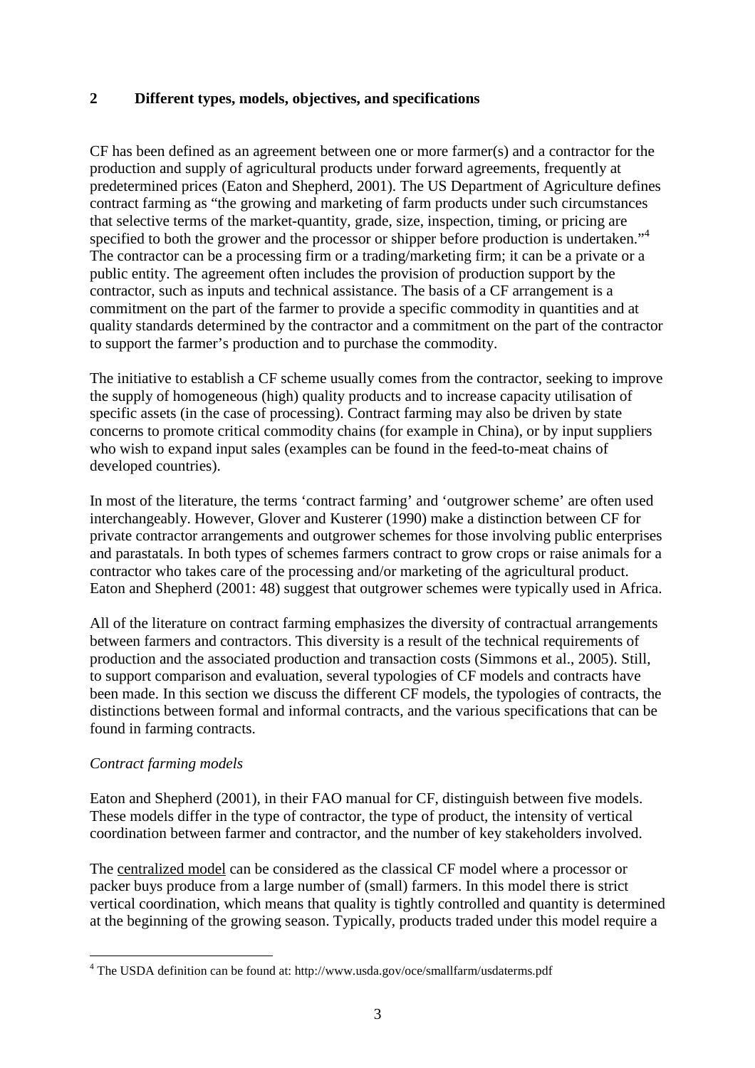## 2 Different types, models, objectives, and specifications

CF has been defined as an agreement between one or more farmer(s) and a contractor for the production and supply of agricultural products under forward agreements, frequently at predetermined prices (Eaton and Shepherd, 2001). The US Department of Agriculture defines contract farming as "the growing and marketing of farm products under such circumstances that selective terms of the market-quantity, grade, size, inspection, timing, or pricing are specified to both the grower and the processor or shipper before production is undertaken."[4] The contractor can be a processing firm or a trading/marketing firm; it can be a private or a public entity. The agreement often includes the provision of production support by the contractor, such as inputs and technical assistance. The basis of a CF arrangement is a commitment on the part of the farmer to provide a specific commodity in quantities and at quality standards determined by the contractor and a commitment on the part of the contractor to support the farmer's production and to purchase the commodity.

The initiative to establish a CF scheme usually comes from the contractor, seeking to improve the supply of homogeneous (high) quality products and to increase capacity utilisation of specific assets (in the case of processing). Contract farming may also be driven by state concerns to promote critical commodity chains (for example in China), or by input suppliers who wish to expand input sales (examples can be found in the feed-to-meat chains of developed countries).

In most of the literature, the terms 'contract farming' and 'outgrower scheme' are often used interchangeably. However, Glover and Kusterer (1990) make a distinction between CF for private contractor arrangements and outgrower schemes for those involving public enterprises and parastatals. In both types of schemes farmers contract to grow crops or raise animals for a contractor who takes care of the processing and/or marketing of the agricultural product. Eaton and Shepherd (2001: 48) suggest that outgrower schemes were typically used in Africa.

All of the literature on contract farming emphasizes the diversity of contractual arrangements between farmers and contractors. This diversity is a result of the technical requirements of production and the associated production and transaction costs (Simmons et al., 2005). Still, to support comparison and evaluation, several typologies of CF models and contracts have been made. In this section we discuss the different CF models, the typologies of contracts, the distinctions between formal and informal contracts, and the various specifications that can be found in farming contracts.

*Contract farming models*

Eaton and Shepherd (2001), in their FAO manual for CF, distinguish between five models. These models differ in the type of contractor, the type of product, the intensity of vertical coordination between farmer and contractor, and the number of key stakeholders involved.

The centralized model can be considered as the classical CF model where a processor or packer buys produce from a large number of (small) farmers. In this model there is strict vertical coordination, which means that quality is tightly controlled and quantity is determined at the beginning of the growing season. Typically, products traded under this model require a

---

[4] The USDA definition can be found at: http://www.usda.gov/oce/smallfarm/usdaterms.pdf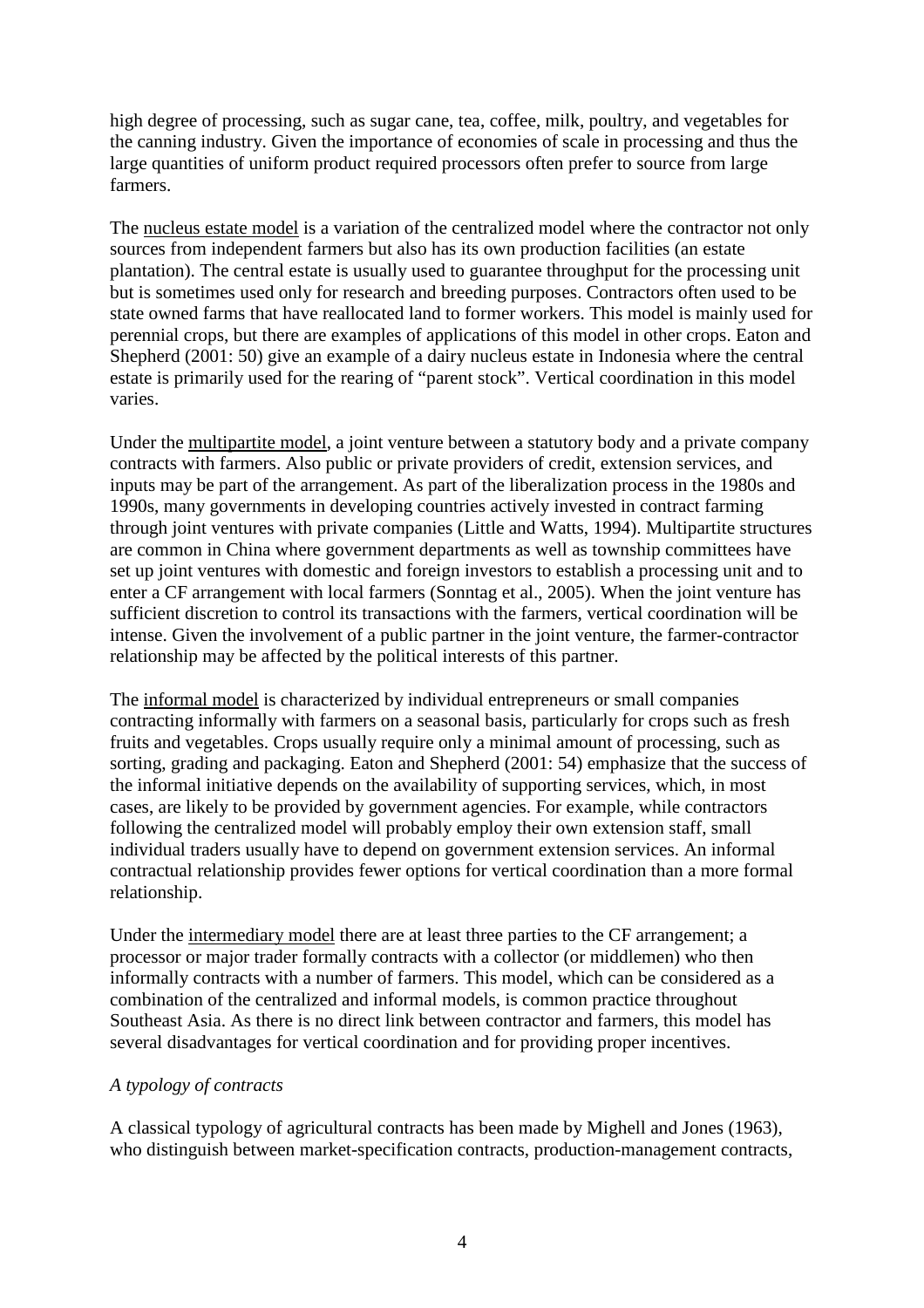high degree of processing, such as sugar cane, tea, coffee, milk, poultry, and vegetables for the canning industry. Given the importance of economies of scale in processing and thus the large quantities of uniform product required processors often prefer to source from large farmers.

The nucleus estate model is a variation of the centralized model where the contractor not only sources from independent farmers but also has its own production facilities (an estate plantation). The central estate is usually used to guarantee throughput for the processing unit but is sometimes used only for research and breeding purposes. Contractors often used to be state owned farms that have reallocated land to former workers. This model is mainly used for perennial crops, but there are examples of applications of this model in other crops. Eaton and Shepherd (2001: 50) give an example of a dairy nucleus estate in Indonesia where the central estate is primarily used for the rearing of "parent stock". Vertical coordination in this model varies.

Under the multipartite model, a joint venture between a statutory body and a private company contracts with farmers. Also public or private providers of credit, extension services, and inputs may be part of the arrangement. As part of the liberalization process in the 1980s and 1990s, many governments in developing countries actively invested in contract farming through joint ventures with private companies (Little and Watts, 1994). Multipartite structures are common in China where government departments as well as township committees have set up joint ventures with domestic and foreign investors to establish a processing unit and to enter a CF arrangement with local farmers (Sonntag et al., 2005). When the joint venture has sufficient discretion to control its transactions with the farmers, vertical coordination will be intense. Given the involvement of a public partner in the joint venture, the farmer-contractor relationship may be affected by the political interests of this partner.

The informal model is characterized by individual entrepreneurs or small companies contracting informally with farmers on a seasonal basis, particularly for crops such as fresh fruits and vegetables. Crops usually require only a minimal amount of processing, such as sorting, grading and packaging. Eaton and Shepherd (2001: 54) emphasize that the success of the informal initiative depends on the availability of supporting services, which, in most cases, are likely to be provided by government agencies. For example, while contractors following the centralized model will probably employ their own extension staff, small individual traders usually have to depend on government extension services. An informal contractual relationship provides fewer options for vertical coordination than a more formal relationship.

Under the intermediary model there are at least three parties to the CF arrangement; a processor or major trader formally contracts with a collector (or middlemen) who then informally contracts with a number of farmers. This model, which can be considered as a combination of the centralized and informal models, is common practice throughout Southeast Asia. As there is no direct link between contractor and farmers, this model has several disadvantages for vertical coordination and for providing proper incentives.

*A typology of contracts*

A classical typology of agricultural contracts has been made by Mighell and Jones (1963), who distinguish between market-specification contracts, production-management contracts,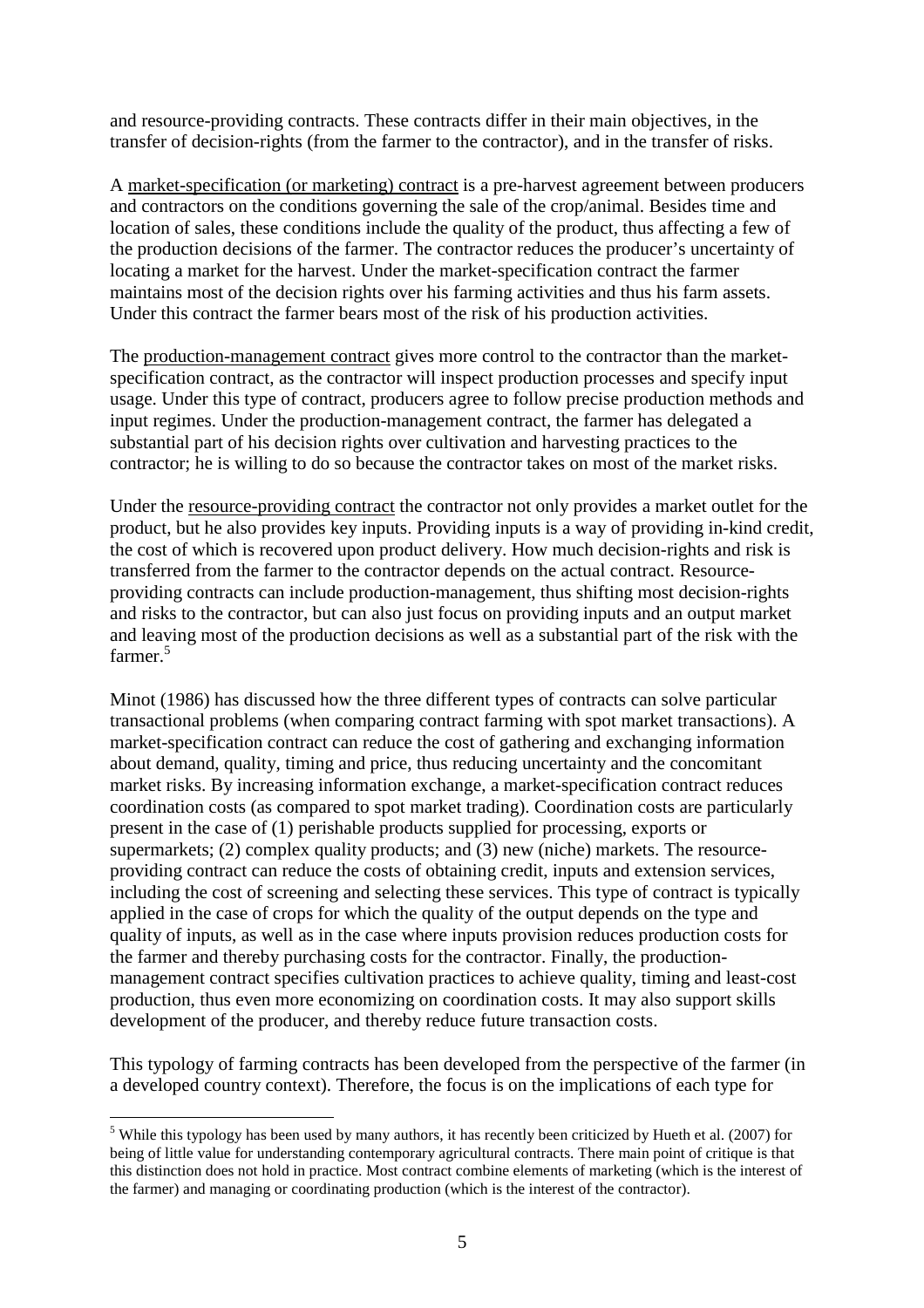and resource-providing contracts. These contracts differ in their main objectives, in the transfer of decision-rights (from the farmer to the contractor), and in the transfer of risks.

A market-specification (or marketing) contract is a pre-harvest agreement between producers and contractors on the conditions governing the sale of the crop/animal. Besides time and location of sales, these conditions include the quality of the product, thus affecting a few of the production decisions of the farmer. The contractor reduces the producer's uncertainty of locating a market for the harvest. Under the market-specification contract the farmer maintains most of the decision rights over his farming activities and thus his farm assets. Under this contract the farmer bears most of the risk of his production activities.

The production-management contract gives more control to the contractor than the market-specification contract, as the contractor will inspect production processes and specify input usage. Under this type of contract, producers agree to follow precise production methods and input regimes. Under the production-management contract, the farmer has delegated a substantial part of his decision rights over cultivation and harvesting practices to the contractor; he is willing to do so because the contractor takes on most of the market risks.

Under the resource-providing contract the contractor not only provides a market outlet for the product, but he also provides key inputs. Providing inputs is a way of providing in-kind credit, the cost of which is recovered upon product delivery. How much decision-rights and risk is transferred from the farmer to the contractor depends on the actual contract. Resource-providing contracts can include production-management, thus shifting most decision-rights and risks to the contractor, but can also just focus on providing inputs and an output market and leaving most of the production decisions as well as a substantial part of the risk with the farmer.[5]

Minot (1986) has discussed how the three different types of contracts can solve particular transactional problems (when comparing contract farming with spot market transactions). A market-specification contract can reduce the cost of gathering and exchanging information about demand, quality, timing and price, thus reducing uncertainty and the concomitant market risks. By increasing information exchange, a market-specification contract reduces coordination costs (as compared to spot market trading). Coordination costs are particularly present in the case of (1) perishable products supplied for processing, exports or supermarkets; (2) complex quality products; and (3) new (niche) markets. The resource-providing contract can reduce the costs of obtaining credit, inputs and extension services, including the cost of screening and selecting these services. This type of contract is typically applied in the case of crops for which the quality of the output depends on the type and quality of inputs, as well as in the case where inputs provision reduces production costs for the farmer and thereby purchasing costs for the contractor. Finally, the production-management contract specifies cultivation practices to achieve quality, timing and least-cost production, thus even more economizing on coordination costs. It may also support skills development of the producer, and thereby reduce future transaction costs.

This typology of farming contracts has been developed from the perspective of the farmer (in a developed country context). Therefore, the focus is on the implications of each type for

[5] While this typology has been used by many authors, it has recently been criticized by Hueth et al. (2007) for being of little value for understanding contemporary agricultural contracts. There main point of critique is that this distinction does not hold in practice. Most contract combine elements of marketing (which is the interest of the farmer) and managing or coordinating production (which is the interest of the contractor).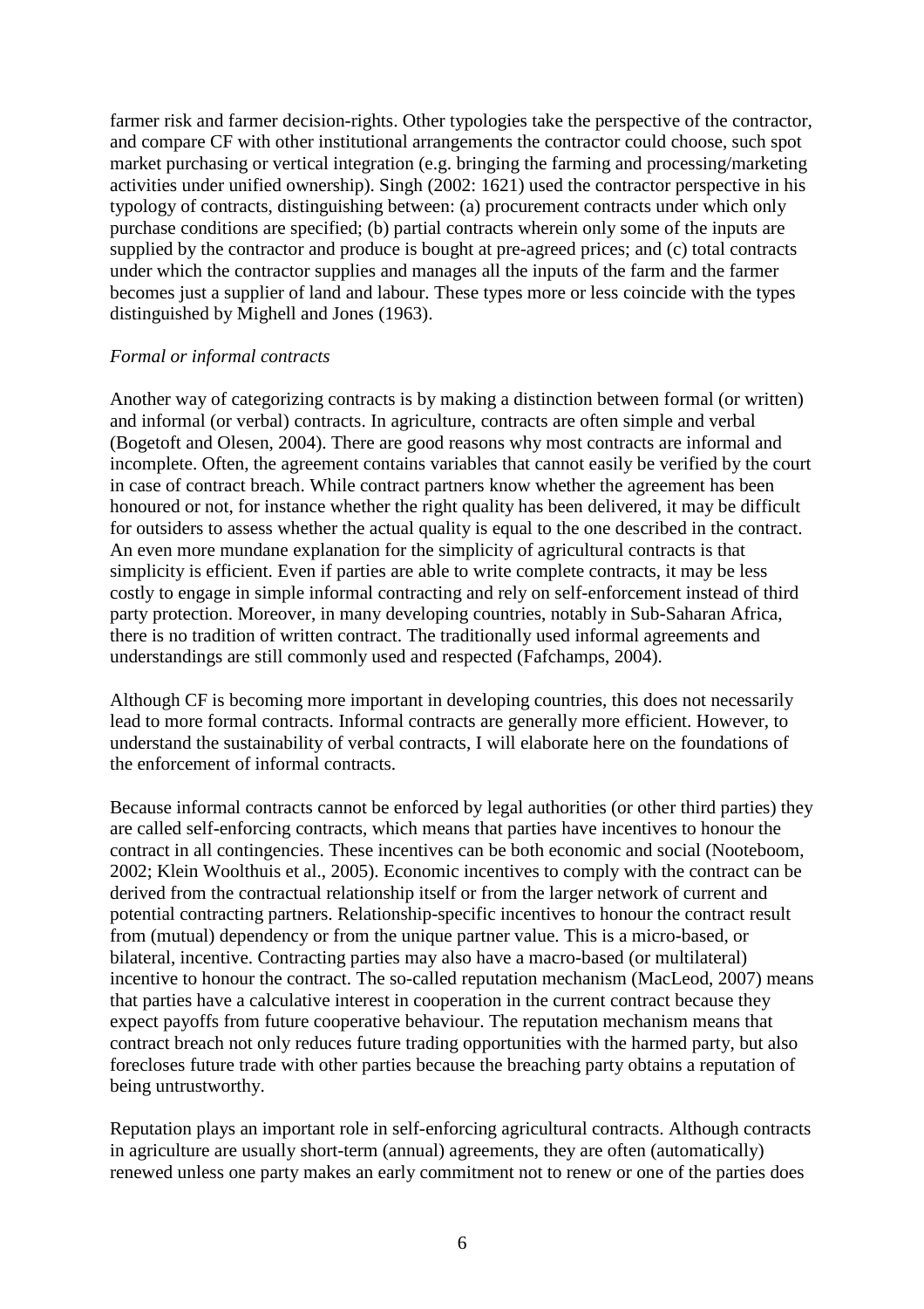farmer risk and farmer decision-rights. Other typologies take the perspective of the contractor, and compare CF with other institutional arrangements the contractor could choose, such spot market purchasing or vertical integration (e.g. bringing the farming and processing/marketing activities under unified ownership). Singh (2002: 1621) used the contractor perspective in his typology of contracts, distinguishing between: (a) procurement contracts under which only purchase conditions are specified; (b) partial contracts wherein only some of the inputs are supplied by the contractor and produce is bought at pre-agreed prices; and (c) total contracts under which the contractor supplies and manages all the inputs of the farm and the farmer becomes just a supplier of land and labour. These types more or less coincide with the types distinguished by Mighell and Jones (1963).

*Formal or informal contracts*

Another way of categorizing contracts is by making a distinction between formal (or written) and informal (or verbal) contracts. In agriculture, contracts are often simple and verbal (Bogetoft and Olesen, 2004). There are good reasons why most contracts are informal and incomplete. Often, the agreement contains variables that cannot easily be verified by the court in case of contract breach. While contract partners know whether the agreement has been honoured or not, for instance whether the right quality has been delivered, it may be difficult for outsiders to assess whether the actual quality is equal to the one described in the contract. An even more mundane explanation for the simplicity of agricultural contracts is that simplicity is efficient. Even if parties are able to write complete contracts, it may be less costly to engage in simple informal contracting and rely on self-enforcement instead of third party protection. Moreover, in many developing countries, notably in Sub-Saharan Africa, there is no tradition of written contract. The traditionally used informal agreements and understandings are still commonly used and respected (Fafchamps, 2004).

Although CF is becoming more important in developing countries, this does not necessarily lead to more formal contracts. Informal contracts are generally more efficient. However, to understand the sustainability of verbal contracts, I will elaborate here on the foundations of the enforcement of informal contracts.

Because informal contracts cannot be enforced by legal authorities (or other third parties) they are called self-enforcing contracts, which means that parties have incentives to honour the contract in all contingencies. These incentives can be both economic and social (Nooteboom, 2002; Klein Woolthuis et al., 2005). Economic incentives to comply with the contract can be derived from the contractual relationship itself or from the larger network of current and potential contracting partners. Relationship-specific incentives to honour the contract result from (mutual) dependency or from the unique partner value. This is a micro-based, or bilateral, incentive. Contracting parties may also have a macro-based (or multilateral) incentive to honour the contract. The so-called reputation mechanism (MacLeod, 2007) means that parties have a calculative interest in cooperation in the current contract because they expect payoffs from future cooperative behaviour. The reputation mechanism means that contract breach not only reduces future trading opportunities with the harmed party, but also forecloses future trade with other parties because the breaching party obtains a reputation of being untrustworthy.

Reputation plays an important role in self-enforcing agricultural contracts. Although contracts in agriculture are usually short-term (annual) agreements, they are often (automatically) renewed unless one party makes an early commitment not to renew or one of the parties does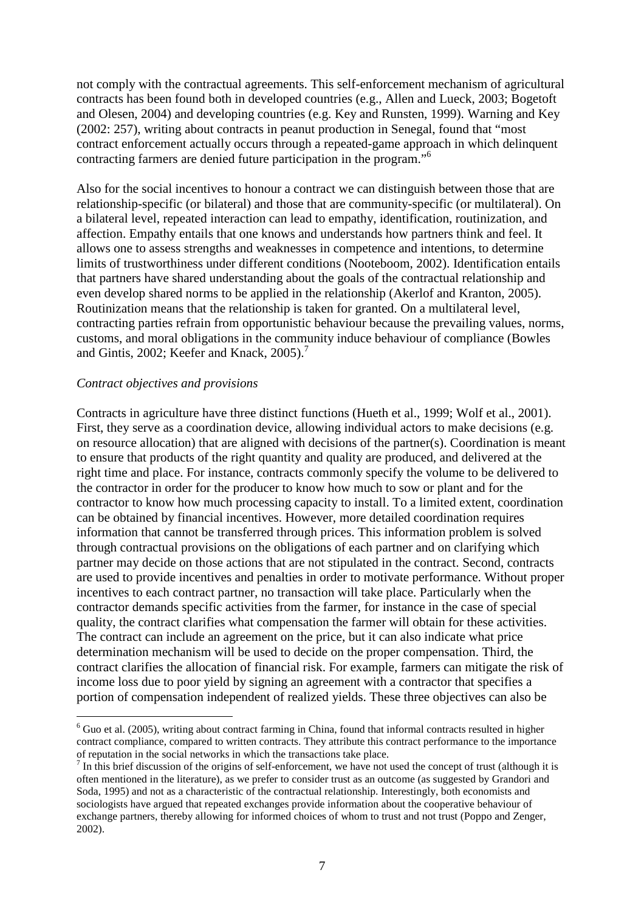not comply with the contractual agreements. This self-enforcement mechanism of agricultural contracts has been found both in developed countries (e.g., Allen and Lueck, 2003; Bogetoft and Olesen, 2004) and developing countries (e.g. Key and Runsten, 1999). Warning and Key (2002: 257), writing about contracts in peanut production in Senegal, found that "most contract enforcement actually occurs through a repeated-game approach in which delinquent contracting farmers are denied future participation in the program."[6]

Also for the social incentives to honour a contract we can distinguish between those that are relationship-specific (or bilateral) and those that are community-specific (or multilateral). On a bilateral level, repeated interaction can lead to empathy, identification, routinization, and affection. Empathy entails that one knows and understands how partners think and feel. It allows one to assess strengths and weaknesses in competence and intentions, to determine limits of trustworthiness under different conditions (Nooteboom, 2002). Identification entails that partners have shared understanding about the goals of the contractual relationship and even develop shared norms to be applied in the relationship (Akerlof and Kranton, 2005). Routinization means that the relationship is taken for granted. On a multilateral level, contracting parties refrain from opportunistic behaviour because the prevailing values, norms, customs, and moral obligations in the community induce behaviour of compliance (Bowles and Gintis, 2002; Keefer and Knack, 2005).[7]

*Contract objectives and provisions*

Contracts in agriculture have three distinct functions (Hueth et al., 1999; Wolf et al., 2001). First, they serve as a coordination device, allowing individual actors to make decisions (e.g. on resource allocation) that are aligned with decisions of the partner(s). Coordination is meant to ensure that products of the right quantity and quality are produced, and delivered at the right time and place. For instance, contracts commonly specify the volume to be delivered to the contractor in order for the producer to know how much to sow or plant and for the contractor to know how much processing capacity to install. To a limited extent, coordination can be obtained by financial incentives. However, more detailed coordination requires information that cannot be transferred through prices. This information problem is solved through contractual provisions on the obligations of each partner and on clarifying which partner may decide on those actions that are not stipulated in the contract. Second, contracts are used to provide incentives and penalties in order to motivate performance. Without proper incentives to each contract partner, no transaction will take place. Particularly when the contractor demands specific activities from the farmer, for instance in the case of special quality, the contract clarifies what compensation the farmer will obtain for these activities. The contract can include an agreement on the price, but it can also indicate what price determination mechanism will be used to decide on the proper compensation. Third, the contract clarifies the allocation of financial risk. For example, farmers can mitigate the risk of income loss due to poor yield by signing an agreement with a contractor that specifies a portion of compensation independent of realized yields. These three objectives can also be

---

[6] Guo et al. (2005), writing about contract farming in China, found that informal contracts resulted in higher contract compliance, compared to written contracts. They attribute this contract performance to the importance of reputation in the social networks in which the transactions take place.

[7] In this brief discussion of the origins of self-enforcement, we have not used the concept of trust (although it is often mentioned in the literature), as we prefer to consider trust as an outcome (as suggested by Grandori and Soda, 1995) and not as a characteristic of the contractual relationship. Interestingly, both economists and sociologists have argued that repeated exchanges provide information about the cooperative behaviour of exchange partners, thereby allowing for informed choices of whom to trust and not trust (Poppo and Zenger, 2002).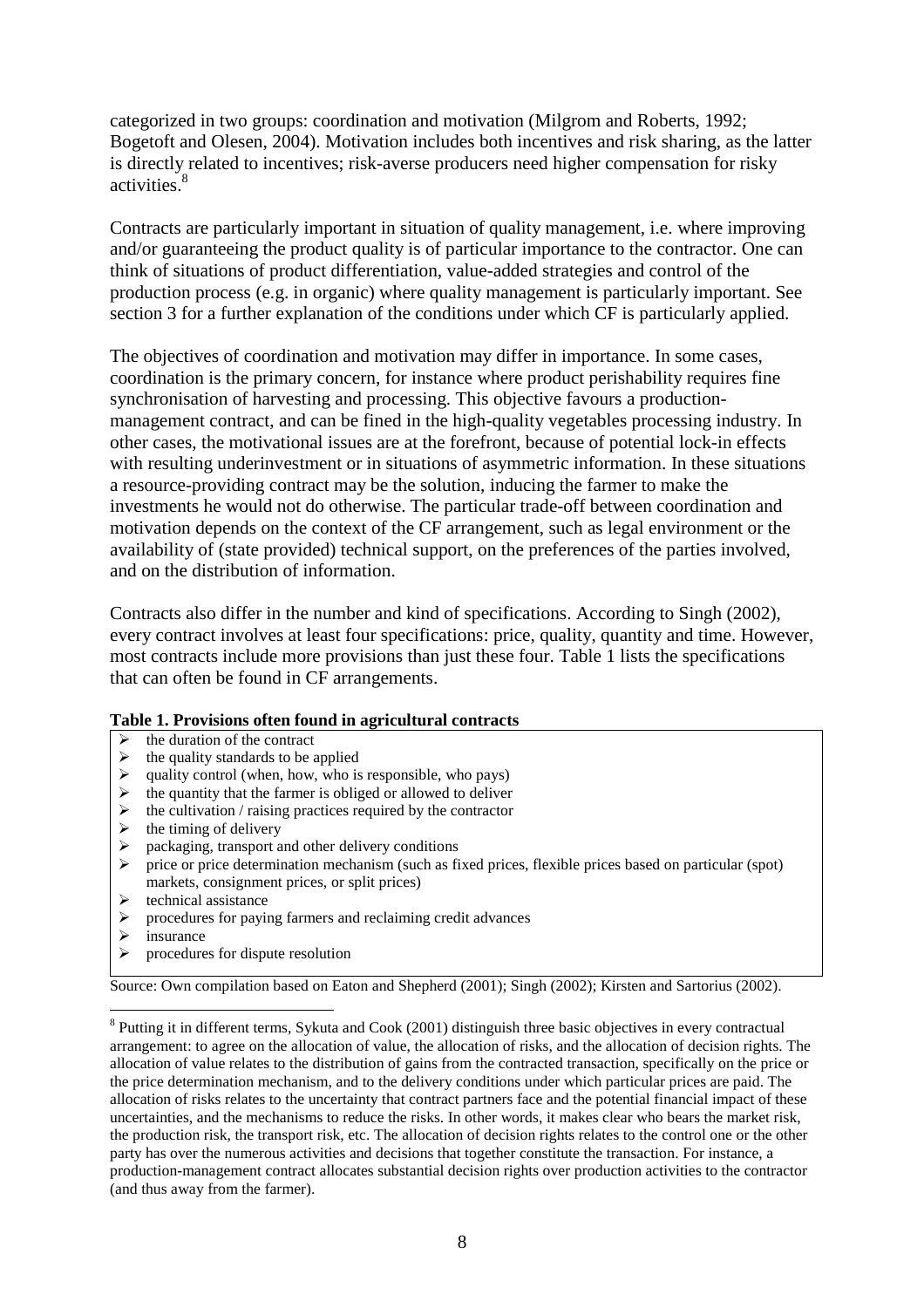categorized in two groups: coordination and motivation (Milgrom and Roberts, 1992; Bogetoft and Olesen, 2004). Motivation includes both incentives and risk sharing, as the latter is directly related to incentives; risk-averse producers need higher compensation for risky activities.[8]

Contracts are particularly important in situation of quality management, i.e. where improving and/or guaranteeing the product quality is of particular importance to the contractor. One can think of situations of product differentiation, value-added strategies and control of the production process (e.g. in organic) where quality management is particularly important. See section 3 for a further explanation of the conditions under which CF is particularly applied.

The objectives of coordination and motivation may differ in importance. In some cases, coordination is the primary concern, for instance where product perishability requires fine synchronisation of harvesting and processing. This objective favours a production-management contract, and can be fined in the high-quality vegetables processing industry. In other cases, the motivational issues are at the forefront, because of potential lock-in effects with resulting underinvestment or in situations of asymmetric information. In these situations a resource-providing contract may be the solution, inducing the farmer to make the investments he would not do otherwise. The particular trade-off between coordination and motivation depends on the context of the CF arrangement, such as legal environment or the availability of (state provided) technical support, on the preferences of the parties involved, and on the distribution of information.

Contracts also differ in the number and kind of specifications. According to Singh (2002), every contract involves at least four specifications: price, quality, quantity and time. However, most contracts include more provisions than just these four. Table 1 lists the specifications that can often be found in CF arrangements.

**Table 1. Provisions often found in agricultural contracts**

- the duration of the contract
- the quality standards to be applied
- quality control (when, how, who is responsible, who pays)
- the quantity that the farmer is obliged or allowed to deliver
- the cultivation / raising practices required by the contractor
- the timing of delivery
- packaging, transport and other delivery conditions
- price or price determination mechanism (such as fixed prices, flexible prices based on particular (spot) markets, consignment prices, or split prices)
- technical assistance
- procedures for paying farmers and reclaiming credit advances
- insurance
- procedures for dispute resolution

Source: Own compilation based on Eaton and Shepherd (2001); Singh (2002); Kirsten and Sartorius (2002).

[8] Putting it in different terms, Sykuta and Cook (2001) distinguish three basic objectives in every contractual arrangement: to agree on the allocation of value, the allocation of risks, and the allocation of decision rights. The allocation of value relates to the distribution of gains from the contracted transaction, specifically on the price or the price determination mechanism, and to the delivery conditions under which particular prices are paid. The allocation of risks relates to the uncertainty that contract partners face and the potential financial impact of these uncertainties, and the mechanisms to reduce the risks. In other words, it makes clear who bears the market risk, the production risk, the transport risk, etc. The allocation of decision rights relates to the control one or the other party has over the numerous activities and decisions that together constitute the transaction. For instance, a production-management contract allocates substantial decision rights over production activities to the contractor (and thus away from the farmer).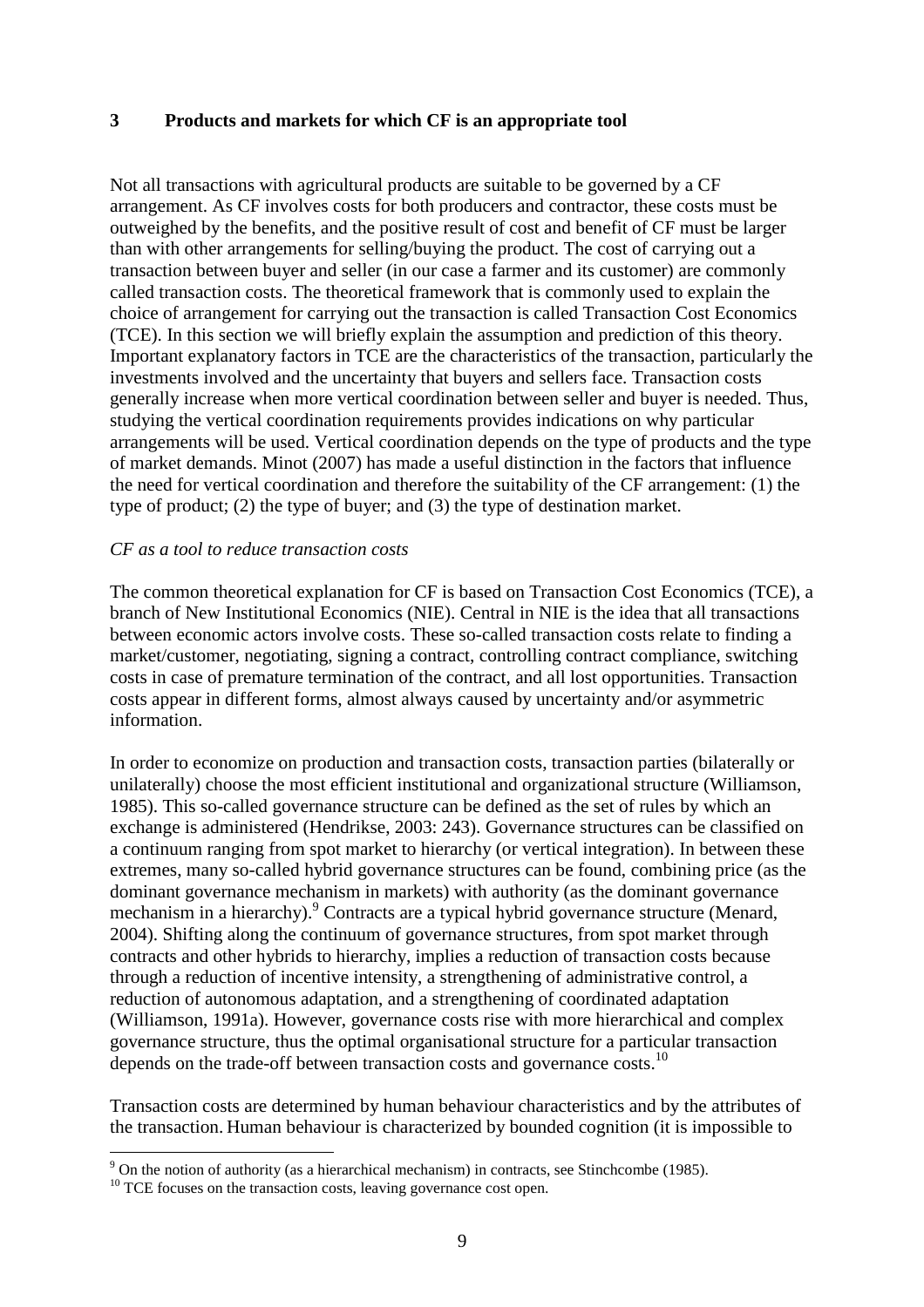## 3 Products and markets for which CF is an appropriate tool

Not all transactions with agricultural products are suitable to be governed by a CF arrangement. As CF involves costs for both producers and contractor, these costs must be outweighed by the benefits, and the positive result of cost and benefit of CF must be larger than with other arrangements for selling/buying the product. The cost of carrying out a transaction between buyer and seller (in our case a farmer and its customer) are commonly called transaction costs. The theoretical framework that is commonly used to explain the choice of arrangement for carrying out the transaction is called Transaction Cost Economics (TCE). In this section we will briefly explain the assumption and prediction of this theory. Important explanatory factors in TCE are the characteristics of the transaction, particularly the investments involved and the uncertainty that buyers and sellers face. Transaction costs generally increase when more vertical coordination between seller and buyer is needed. Thus, studying the vertical coordination requirements provides indications on why particular arrangements will be used. Vertical coordination depends on the type of products and the type of market demands. Minot (2007) has made a useful distinction in the factors that influence the need for vertical coordination and therefore the suitability of the CF arrangement: (1) the type of product; (2) the type of buyer; and (3) the type of destination market.

*CF as a tool to reduce transaction costs*

The common theoretical explanation for CF is based on Transaction Cost Economics (TCE), a branch of New Institutional Economics (NIE). Central in NIE is the idea that all transactions between economic actors involve costs. These so-called transaction costs relate to finding a market/customer, negotiating, signing a contract, controlling contract compliance, switching costs in case of premature termination of the contract, and all lost opportunities. Transaction costs appear in different forms, almost always caused by uncertainty and/or asymmetric information.

In order to economize on production and transaction costs, transaction parties (bilaterally or unilaterally) choose the most efficient institutional and organizational structure (Williamson, 1985). This so-called governance structure can be defined as the set of rules by which an exchange is administered (Hendrikse, 2003: 243). Governance structures can be classified on a continuum ranging from spot market to hierarchy (or vertical integration). In between these extremes, many so-called hybrid governance structures can be found, combining price (as the dominant governance mechanism in markets) with authority (as the dominant governance mechanism in a hierarchy).[9] Contracts are a typical hybrid governance structure (Menard, 2004). Shifting along the continuum of governance structures, from spot market through contracts and other hybrids to hierarchy, implies a reduction of transaction costs because through a reduction of incentive intensity, a strengthening of administrative control, a reduction of autonomous adaptation, and a strengthening of coordinated adaptation (Williamson, 1991a). However, governance costs rise with more hierarchical and complex governance structure, thus the optimal organisational structure for a particular transaction depends on the trade-off between transaction costs and governance costs.[10]

Transaction costs are determined by human behaviour characteristics and by the attributes of the transaction. Human behaviour is characterized by bounded cognition (it is impossible to

[9] On the notion of authority (as a hierarchical mechanism) in contracts, see Stinchcombe (1985).

[10] TCE focuses on the transaction costs, leaving governance cost open.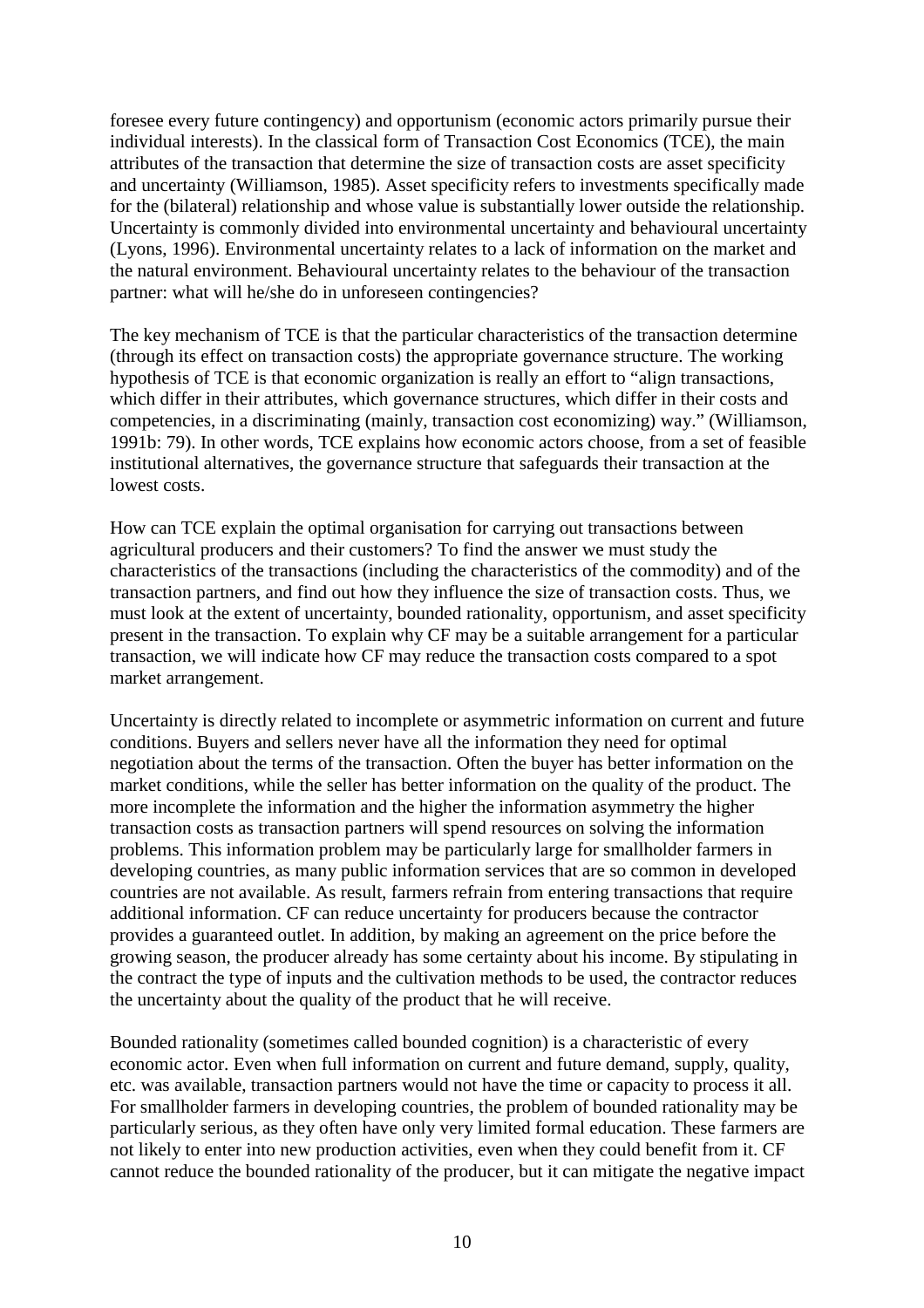foresee every future contingency) and opportunism (economic actors primarily pursue their individual interests). In the classical form of Transaction Cost Economics (TCE), the main attributes of the transaction that determine the size of transaction costs are asset specificity and uncertainty (Williamson, 1985). Asset specificity refers to investments specifically made for the (bilateral) relationship and whose value is substantially lower outside the relationship. Uncertainty is commonly divided into environmental uncertainty and behavioural uncertainty (Lyons, 1996). Environmental uncertainty relates to a lack of information on the market and the natural environment. Behavioural uncertainty relates to the behaviour of the transaction partner: what will he/she do in unforeseen contingencies?

The key mechanism of TCE is that the particular characteristics of the transaction determine (through its effect on transaction costs) the appropriate governance structure. The working hypothesis of TCE is that economic organization is really an effort to "align transactions, which differ in their attributes, which governance structures, which differ in their costs and competencies, in a discriminating (mainly, transaction cost economizing) way." (Williamson, 1991b: 79). In other words, TCE explains how economic actors choose, from a set of feasible institutional alternatives, the governance structure that safeguards their transaction at the lowest costs.

How can TCE explain the optimal organisation for carrying out transactions between agricultural producers and their customers? To find the answer we must study the characteristics of the transactions (including the characteristics of the commodity) and of the transaction partners, and find out how they influence the size of transaction costs. Thus, we must look at the extent of uncertainty, bounded rationality, opportunism, and asset specificity present in the transaction. To explain why CF may be a suitable arrangement for a particular transaction, we will indicate how CF may reduce the transaction costs compared to a spot market arrangement.

Uncertainty is directly related to incomplete or asymmetric information on current and future conditions. Buyers and sellers never have all the information they need for optimal negotiation about the terms of the transaction. Often the buyer has better information on the market conditions, while the seller has better information on the quality of the product. The more incomplete the information and the higher the information asymmetry the higher transaction costs as transaction partners will spend resources on solving the information problems. This information problem may be particularly large for smallholder farmers in developing countries, as many public information services that are so common in developed countries are not available. As result, farmers refrain from entering transactions that require additional information. CF can reduce uncertainty for producers because the contractor provides a guaranteed outlet. In addition, by making an agreement on the price before the growing season, the producer already has some certainty about his income. By stipulating in the contract the type of inputs and the cultivation methods to be used, the contractor reduces the uncertainty about the quality of the product that he will receive.

Bounded rationality (sometimes called bounded cognition) is a characteristic of every economic actor. Even when full information on current and future demand, supply, quality, etc. was available, transaction partners would not have the time or capacity to process it all. For smallholder farmers in developing countries, the problem of bounded rationality may be particularly serious, as they often have only very limited formal education. These farmers are not likely to enter into new production activities, even when they could benefit from it. CF cannot reduce the bounded rationality of the producer, but it can mitigate the negative impact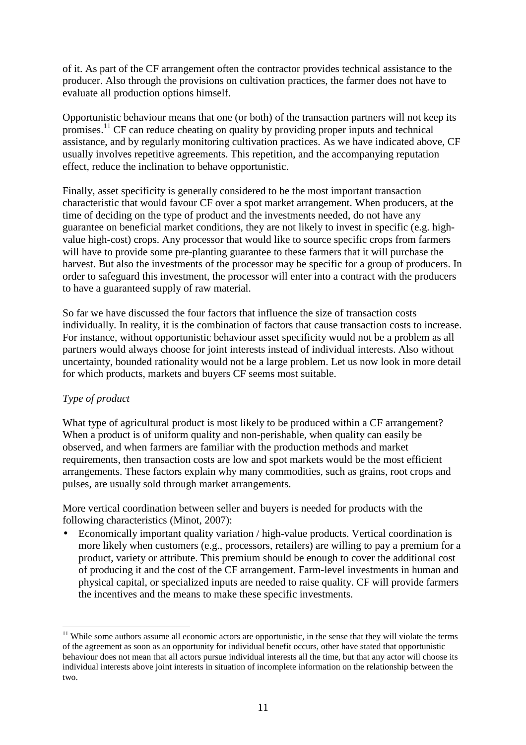of it. As part of the CF arrangement often the contractor provides technical assistance to the producer. Also through the provisions on cultivation practices, the farmer does not have to evaluate all production options himself.

Opportunistic behaviour means that one (or both) of the transaction partners will not keep its promises.[11] CF can reduce cheating on quality by providing proper inputs and technical assistance, and by regularly monitoring cultivation practices. As we have indicated above, CF usually involves repetitive agreements. This repetition, and the accompanying reputation effect, reduce the inclination to behave opportunistic.

Finally, asset specificity is generally considered to be the most important transaction characteristic that would favour CF over a spot market arrangement. When producers, at the time of deciding on the type of product and the investments needed, do not have any guarantee on beneficial market conditions, they are not likely to invest in specific (e.g. high-value high-cost) crops. Any processor that would like to source specific crops from farmers will have to provide some pre-planting guarantee to these farmers that it will purchase the harvest. But also the investments of the processor may be specific for a group of producers. In order to safeguard this investment, the processor will enter into a contract with the producers to have a guaranteed supply of raw material.

So far we have discussed the four factors that influence the size of transaction costs individually. In reality, it is the combination of factors that cause transaction costs to increase. For instance, without opportunistic behaviour asset specificity would not be a problem as all partners would always choose for joint interests instead of individual interests. Also without uncertainty, bounded rationality would not be a large problem. Let us now look in more detail for which products, markets and buyers CF seems most suitable.

*Type of product*

What type of agricultural product is most likely to be produced within a CF arrangement? When a product is of uniform quality and non-perishable, when quality can easily be observed, and when farmers are familiar with the production methods and market requirements, then transaction costs are low and spot markets would be the most efficient arrangements. These factors explain why many commodities, such as grains, root crops and pulses, are usually sold through market arrangements.

More vertical coordination between seller and buyers is needed for products with the following characteristics (Minot, 2007):

- Economically important quality variation / high-value products. Vertical coordination is more likely when customers (e.g., processors, retailers) are willing to pay a premium for a product, variety or attribute. This premium should be enough to cover the additional cost of producing it and the cost of the CF arrangement. Farm-level investments in human and physical capital, or specialized inputs are needed to raise quality. CF will provide farmers the incentives and the means to make these specific investments.

[11] While some authors assume all economic actors are opportunistic, in the sense that they will violate the terms of the agreement as soon as an opportunity for individual benefit occurs, other have stated that opportunistic behaviour does not mean that all actors pursue individual interests all the time, but that any actor will choose its individual interests above joint interests in situation of incomplete information on the relationship between the two.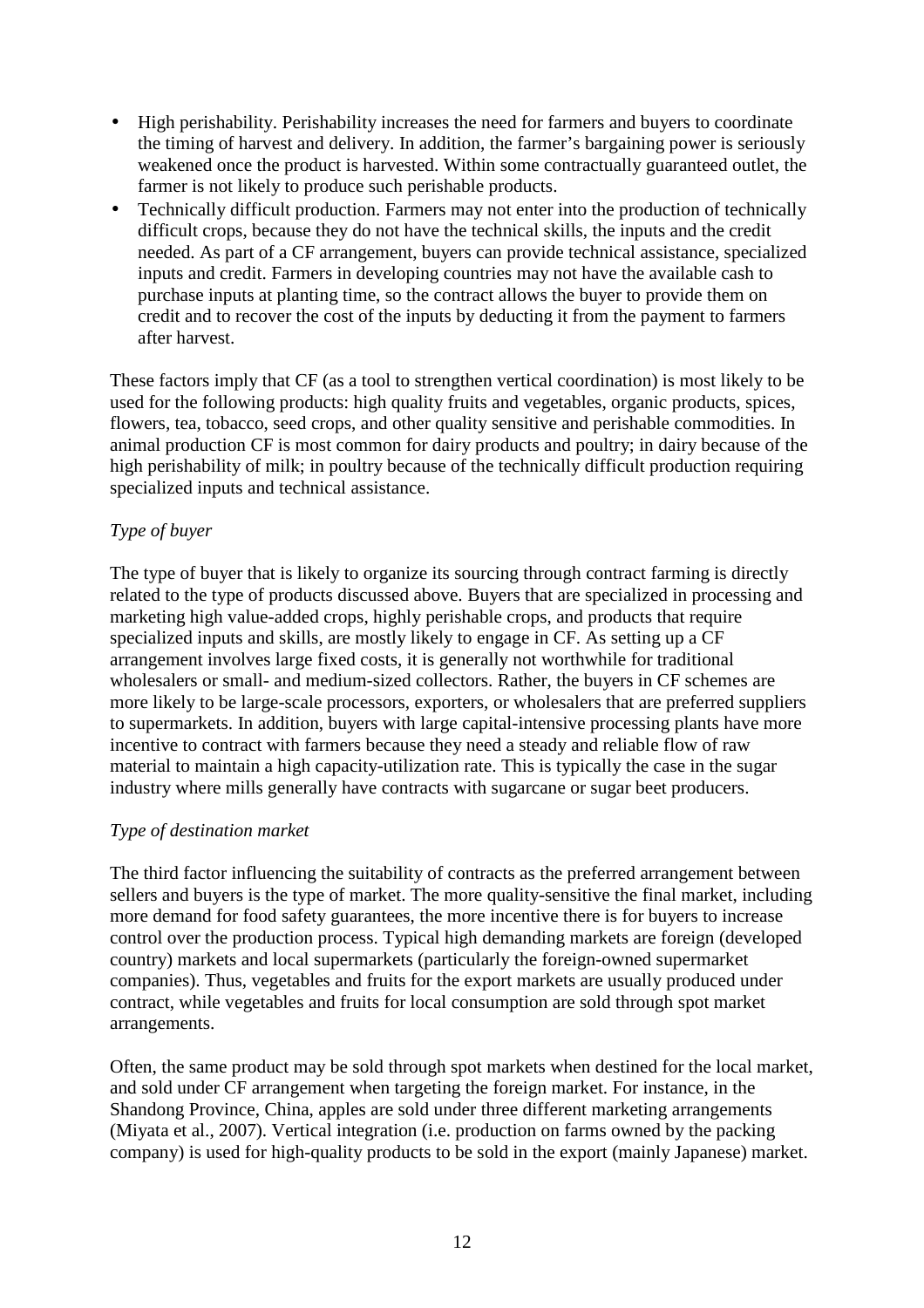- High perishability. Perishability increases the need for farmers and buyers to coordinate the timing of harvest and delivery. In addition, the farmer's bargaining power is seriously weakened once the product is harvested. Within some contractually guaranteed outlet, the farmer is not likely to produce such perishable products.
- Technically difficult production. Farmers may not enter into the production of technically difficult crops, because they do not have the technical skills, the inputs and the credit needed. As part of a CF arrangement, buyers can provide technical assistance, specialized inputs and credit. Farmers in developing countries may not have the available cash to purchase inputs at planting time, so the contract allows the buyer to provide them on credit and to recover the cost of the inputs by deducting it from the payment to farmers after harvest.

These factors imply that CF (as a tool to strengthen vertical coordination) is most likely to be used for the following products: high quality fruits and vegetables, organic products, spices, flowers, tea, tobacco, seed crops, and other quality sensitive and perishable commodities. In animal production CF is most common for dairy products and poultry; in dairy because of the high perishability of milk; in poultry because of the technically difficult production requiring specialized inputs and technical assistance.

*Type of buyer*

The type of buyer that is likely to organize its sourcing through contract farming is directly related to the type of products discussed above. Buyers that are specialized in processing and marketing high value-added crops, highly perishable crops, and products that require specialized inputs and skills, are mostly likely to engage in CF. As setting up a CF arrangement involves large fixed costs, it is generally not worthwhile for traditional wholesalers or small- and medium-sized collectors. Rather, the buyers in CF schemes are more likely to be large-scale processors, exporters, or wholesalers that are preferred suppliers to supermarkets. In addition, buyers with large capital-intensive processing plants have more incentive to contract with farmers because they need a steady and reliable flow of raw material to maintain a high capacity-utilization rate. This is typically the case in the sugar industry where mills generally have contracts with sugarcane or sugar beet producers.

*Type of destination market*

The third factor influencing the suitability of contracts as the preferred arrangement between sellers and buyers is the type of market. The more quality-sensitive the final market, including more demand for food safety guarantees, the more incentive there is for buyers to increase control over the production process. Typical high demanding markets are foreign (developed country) markets and local supermarkets (particularly the foreign-owned supermarket companies). Thus, vegetables and fruits for the export markets are usually produced under contract, while vegetables and fruits for local consumption are sold through spot market arrangements.

Often, the same product may be sold through spot markets when destined for the local market, and sold under CF arrangement when targeting the foreign market. For instance, in the Shandong Province, China, apples are sold under three different marketing arrangements (Miyata et al., 2007). Vertical integration (i.e. production on farms owned by the packing company) is used for high-quality products to be sold in the export (mainly Japanese) market.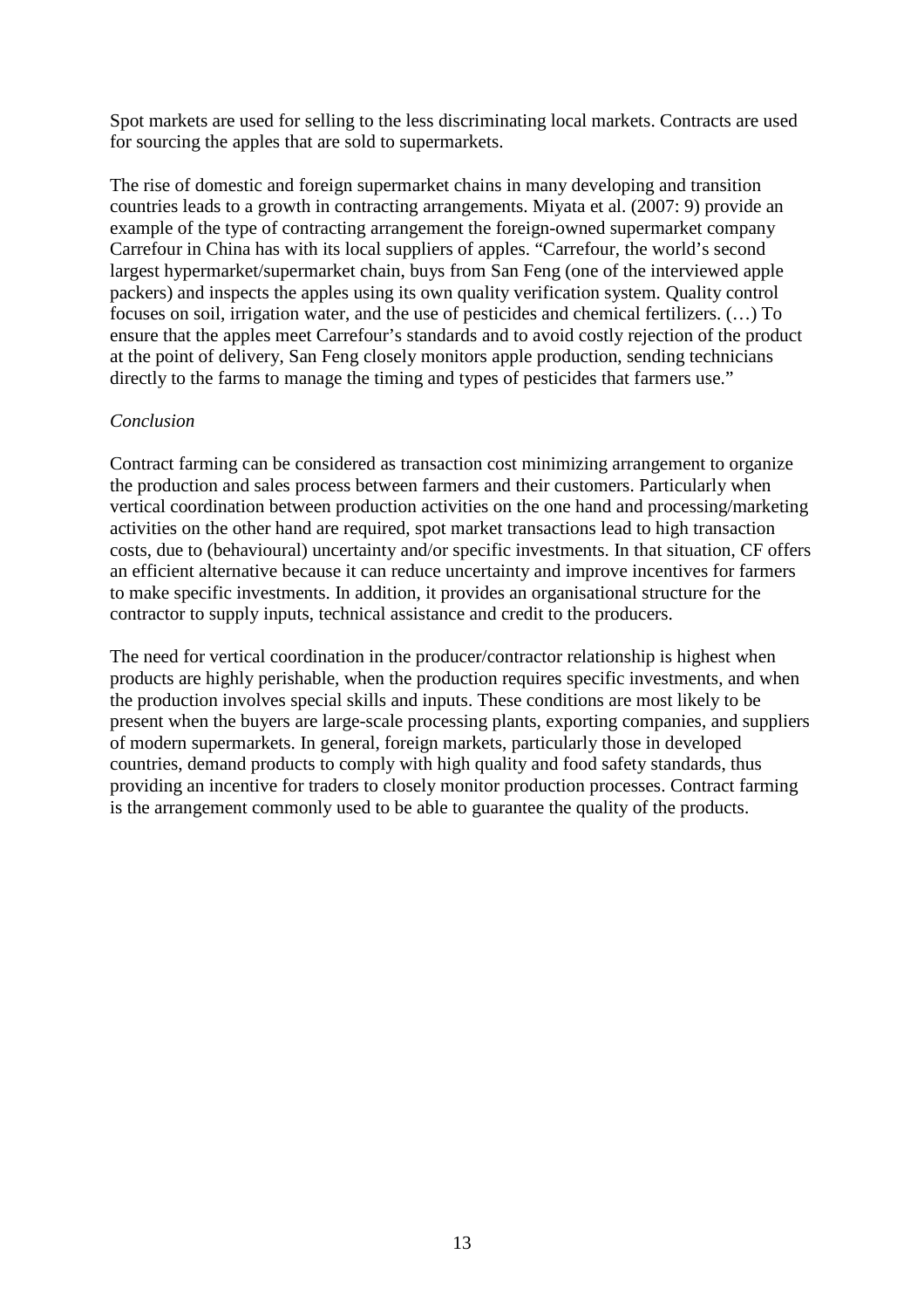Spot markets are used for selling to the less discriminating local markets. Contracts are used for sourcing the apples that are sold to supermarkets.

The rise of domestic and foreign supermarket chains in many developing and transition countries leads to a growth in contracting arrangements. Miyata et al. (2007: 9) provide an example of the type of contracting arrangement the foreign-owned supermarket company Carrefour in China has with its local suppliers of apples. "Carrefour, the world's second largest hypermarket/supermarket chain, buys from San Feng (one of the interviewed apple packers) and inspects the apples using its own quality verification system. Quality control focuses on soil, irrigation water, and the use of pesticides and chemical fertilizers. (…) To ensure that the apples meet Carrefour's standards and to avoid costly rejection of the product at the point of delivery, San Feng closely monitors apple production, sending technicians directly to the farms to manage the timing and types of pesticides that farmers use."

*Conclusion*

Contract farming can be considered as transaction cost minimizing arrangement to organize the production and sales process between farmers and their customers. Particularly when vertical coordination between production activities on the one hand and processing/marketing activities on the other hand are required, spot market transactions lead to high transaction costs, due to (behavioural) uncertainty and/or specific investments. In that situation, CF offers an efficient alternative because it can reduce uncertainty and improve incentives for farmers to make specific investments. In addition, it provides an organisational structure for the contractor to supply inputs, technical assistance and credit to the producers.

The need for vertical coordination in the producer/contractor relationship is highest when products are highly perishable, when the production requires specific investments, and when the production involves special skills and inputs. These conditions are most likely to be present when the buyers are large-scale processing plants, exporting companies, and suppliers of modern supermarkets. In general, foreign markets, particularly those in developed countries, demand products to comply with high quality and food safety standards, thus providing an incentive for traders to closely monitor production processes. Contract farming is the arrangement commonly used to be able to guarantee the quality of the products.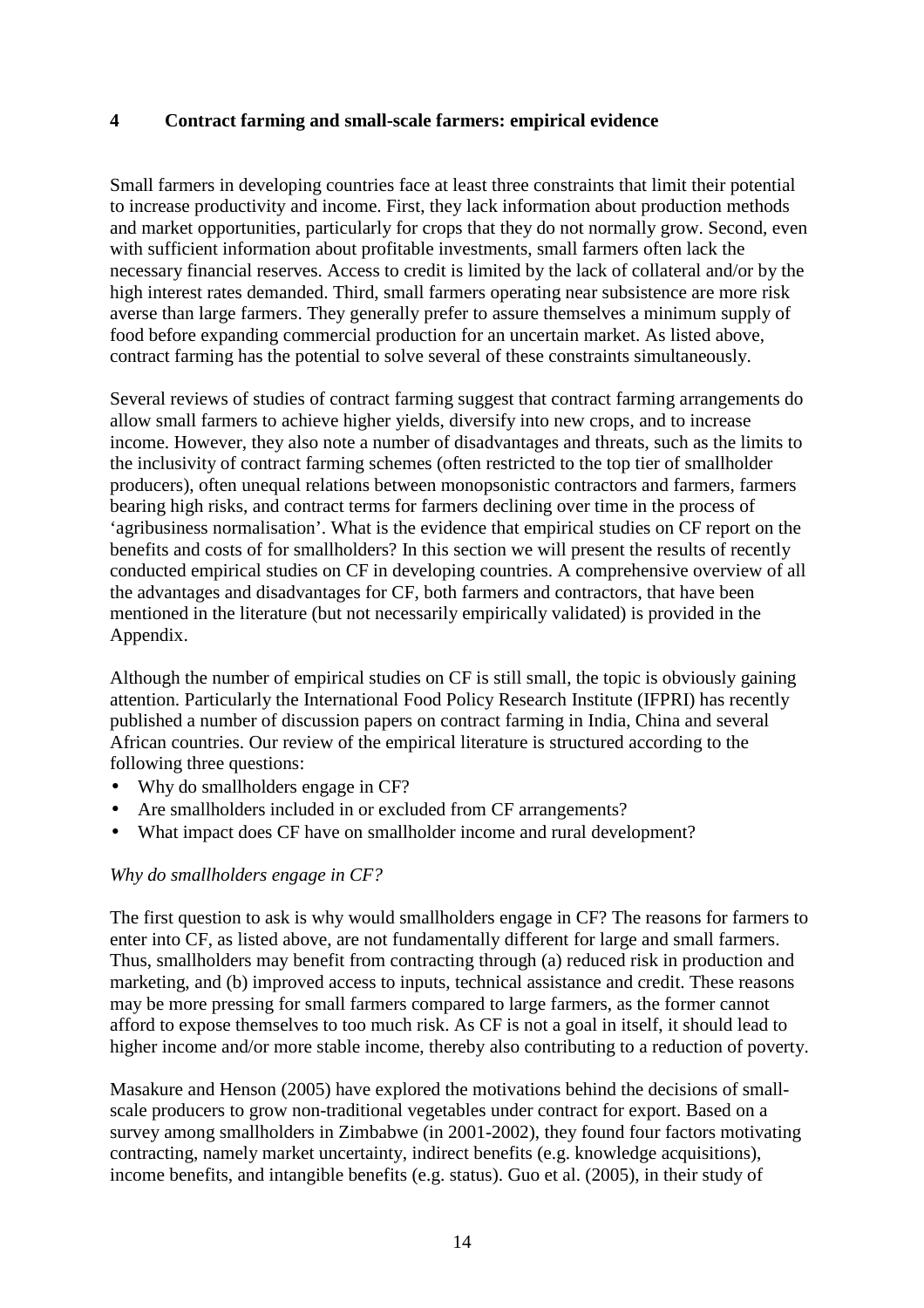## 4 Contract farming and small-scale farmers: empirical evidence

Small farmers in developing countries face at least three constraints that limit their potential to increase productivity and income. First, they lack information about production methods and market opportunities, particularly for crops that they do not normally grow. Second, even with sufficient information about profitable investments, small farmers often lack the necessary financial reserves. Access to credit is limited by the lack of collateral and/or by the high interest rates demanded. Third, small farmers operating near subsistence are more risk averse than large farmers. They generally prefer to assure themselves a minimum supply of food before expanding commercial production for an uncertain market. As listed above, contract farming has the potential to solve several of these constraints simultaneously.

Several reviews of studies of contract farming suggest that contract farming arrangements do allow small farmers to achieve higher yields, diversify into new crops, and to increase income. However, they also note a number of disadvantages and threats, such as the limits to the inclusivity of contract farming schemes (often restricted to the top tier of smallholder producers), often unequal relations between monopsonistic contractors and farmers, farmers bearing high risks, and contract terms for farmers declining over time in the process of 'agribusiness normalisation'. What is the evidence that empirical studies on CF report on the benefits and costs of for smallholders? In this section we will present the results of recently conducted empirical studies on CF in developing countries. A comprehensive overview of all the advantages and disadvantages for CF, both farmers and contractors, that have been mentioned in the literature (but not necessarily empirically validated) is provided in the Appendix.

Although the number of empirical studies on CF is still small, the topic is obviously gaining attention. Particularly the International Food Policy Research Institute (IFPRI) has recently published a number of discussion papers on contract farming in India, China and several African countries. Our review of the empirical literature is structured according to the following three questions:

- Why do smallholders engage in CF?
- Are smallholders included in or excluded from CF arrangements?
- What impact does CF have on smallholder income and rural development?

*Why do smallholders engage in CF?*

The first question to ask is why would smallholders engage in CF? The reasons for farmers to enter into CF, as listed above, are not fundamentally different for large and small farmers. Thus, smallholders may benefit from contracting through (a) reduced risk in production and marketing, and (b) improved access to inputs, technical assistance and credit. These reasons may be more pressing for small farmers compared to large farmers, as the former cannot afford to expose themselves to too much risk. As CF is not a goal in itself, it should lead to higher income and/or more stable income, thereby also contributing to a reduction of poverty.

Masakure and Henson (2005) have explored the motivations behind the decisions of small-scale producers to grow non-traditional vegetables under contract for export. Based on a survey among smallholders in Zimbabwe (in 2001-2002), they found four factors motivating contracting, namely market uncertainty, indirect benefits (e.g. knowledge acquisitions), income benefits, and intangible benefits (e.g. status). Guo et al. (2005), in their study of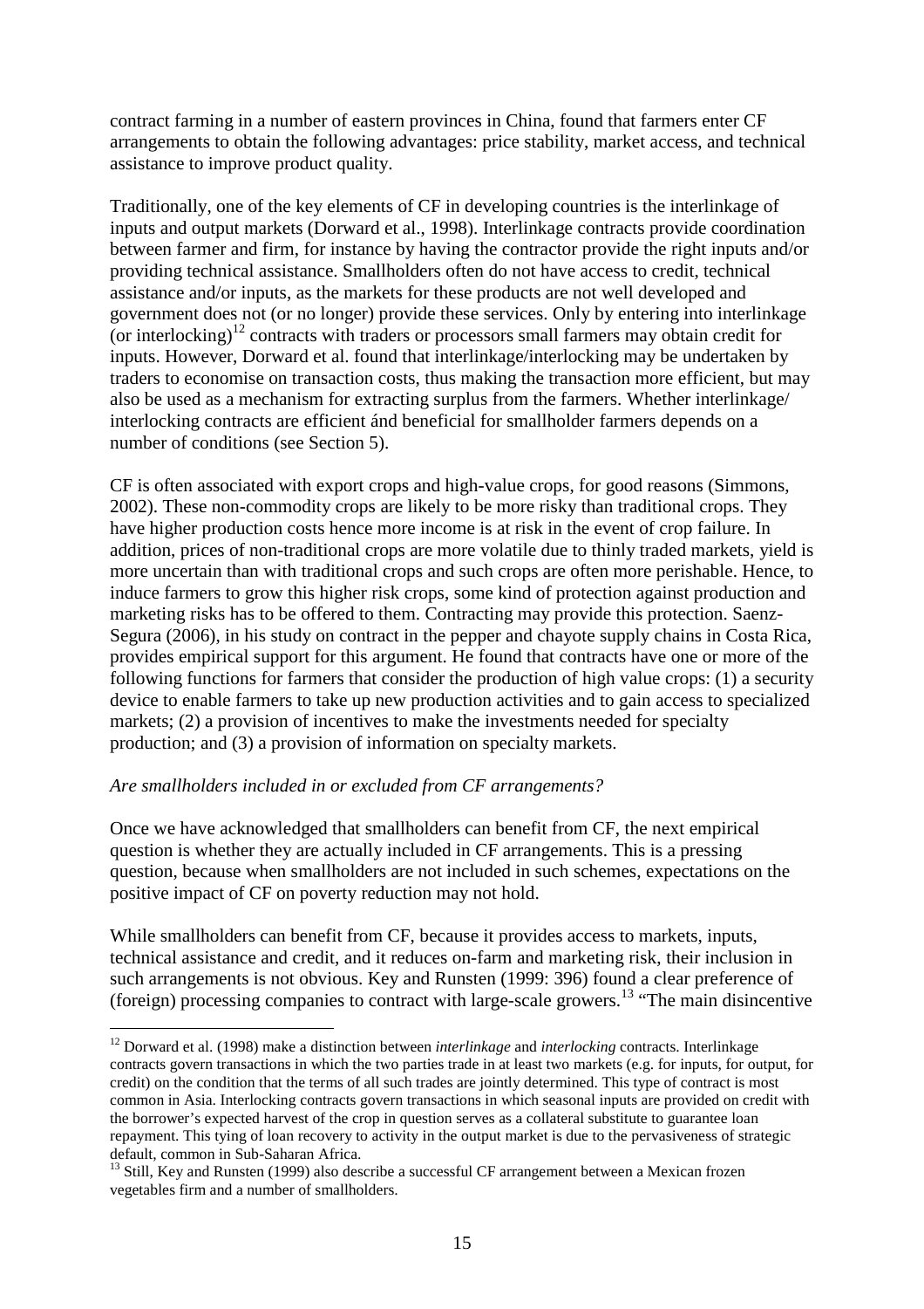contract farming in a number of eastern provinces in China, found that farmers enter CF arrangements to obtain the following advantages: price stability, market access, and technical assistance to improve product quality.

Traditionally, one of the key elements of CF in developing countries is the interlinkage of inputs and output markets (Dorward et al., 1998). Interlinkage contracts provide coordination between farmer and firm, for instance by having the contractor provide the right inputs and/or providing technical assistance. Smallholders often do not have access to credit, technical assistance and/or inputs, as the markets for these products are not well developed and government does not (or no longer) provide these services. Only by entering into interlinkage (or interlocking)[12] contracts with traders or processors small farmers may obtain credit for inputs. However, Dorward et al. found that interlinkage/interlocking may be undertaken by traders to economise on transaction costs, thus making the transaction more efficient, but may also be used as a mechanism for extracting surplus from the farmers. Whether interlinkage/ interlocking contracts are efficient ánd beneficial for smallholder farmers depends on a number of conditions (see Section 5).

CF is often associated with export crops and high-value crops, for good reasons (Simmons, 2002). These non-commodity crops are likely to be more risky than traditional crops. They have higher production costs hence more income is at risk in the event of crop failure. In addition, prices of non-traditional crops are more volatile due to thinly traded markets, yield is more uncertain than with traditional crops and such crops are often more perishable. Hence, to induce farmers to grow this higher risk crops, some kind of protection against production and marketing risks has to be offered to them. Contracting may provide this protection. Saenz-Segura (2006), in his study on contract in the pepper and chayote supply chains in Costa Rica, provides empirical support for this argument. He found that contracts have one or more of the following functions for farmers that consider the production of high value crops: (1) a security device to enable farmers to take up new production activities and to gain access to specialized markets; (2) a provision of incentives to make the investments needed for specialty production; and (3) a provision of information on specialty markets.

*Are smallholders included in or excluded from CF arrangements?*

Once we have acknowledged that smallholders can benefit from CF, the next empirical question is whether they are actually included in CF arrangements. This is a pressing question, because when smallholders are not included in such schemes, expectations on the positive impact of CF on poverty reduction may not hold.

While smallholders can benefit from CF, because it provides access to markets, inputs, technical assistance and credit, and it reduces on-farm and marketing risk, their inclusion in such arrangements is not obvious. Key and Runsten (1999: 396) found a clear preference of (foreign) processing companies to contract with large-scale growers.[13] "The main disincentive

[12] Dorward et al. (1998) make a distinction between *interlinkage* and *interlocking* contracts. Interlinkage contracts govern transactions in which the two parties trade in at least two markets (e.g. for inputs, for output, for credit) on the condition that the terms of all such trades are jointly determined. This type of contract is most common in Asia. Interlocking contracts govern transactions in which seasonal inputs are provided on credit with the borrower's expected harvest of the crop in question serves as a collateral substitute to guarantee loan repayment. This tying of loan recovery to activity in the output market is due to the pervasiveness of strategic default, common in Sub-Saharan Africa.

[13] Still, Key and Runsten (1999) also describe a successful CF arrangement between a Mexican frozen vegetables firm and a number of smallholders.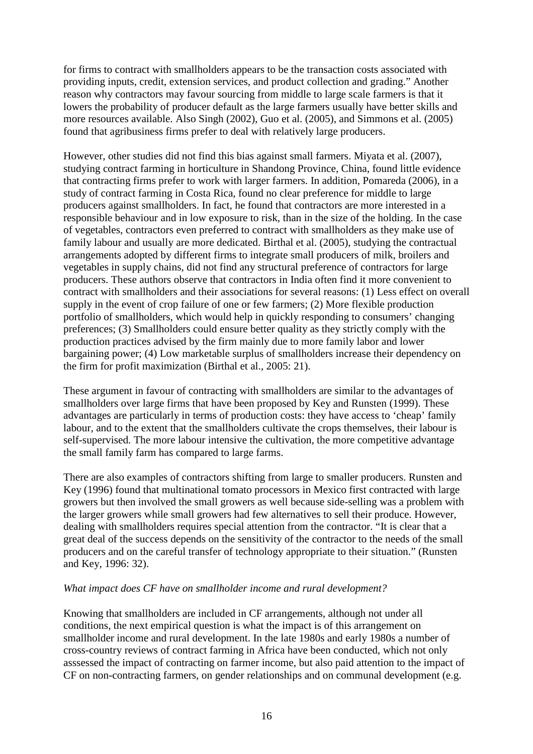for firms to contract with smallholders appears to be the transaction costs associated with providing inputs, credit, extension services, and product collection and grading." Another reason why contractors may favour sourcing from middle to large scale farmers is that it lowers the probability of producer default as the large farmers usually have better skills and more resources available. Also Singh (2002), Guo et al. (2005), and Simmons et al. (2005) found that agribusiness firms prefer to deal with relatively large producers.

However, other studies did not find this bias against small farmers. Miyata et al. (2007), studying contract farming in horticulture in Shandong Province, China, found little evidence that contracting firms prefer to work with larger farmers. In addition, Pomareda (2006), in a study of contract farming in Costa Rica, found no clear preference for middle to large producers against smallholders. In fact, he found that contractors are more interested in a responsible behaviour and in low exposure to risk, than in the size of the holding. In the case of vegetables, contractors even preferred to contract with smallholders as they make use of family labour and usually are more dedicated. Birthal et al. (2005), studying the contractual arrangements adopted by different firms to integrate small producers of milk, broilers and vegetables in supply chains, did not find any structural preference of contractors for large producers. These authors observe that contractors in India often find it more convenient to contract with smallholders and their associations for several reasons: (1) Less effect on overall supply in the event of crop failure of one or few farmers; (2) More flexible production portfolio of smallholders, which would help in quickly responding to consumers' changing preferences; (3) Smallholders could ensure better quality as they strictly comply with the production practices advised by the firm mainly due to more family labor and lower bargaining power; (4) Low marketable surplus of smallholders increase their dependency on the firm for profit maximization (Birthal et al., 2005: 21).

These argument in favour of contracting with smallholders are similar to the advantages of smallholders over large firms that have been proposed by Key and Runsten (1999). These advantages are particularly in terms of production costs: they have access to 'cheap' family labour, and to the extent that the smallholders cultivate the crops themselves, their labour is self-supervised. The more labour intensive the cultivation, the more competitive advantage the small family farm has compared to large farms.

There are also examples of contractors shifting from large to smaller producers. Runsten and Key (1996) found that multinational tomato processors in Mexico first contracted with large growers but then involved the small growers as well because side-selling was a problem with the larger growers while small growers had few alternatives to sell their produce. However, dealing with smallholders requires special attention from the contractor. "It is clear that a great deal of the success depends on the sensitivity of the contractor to the needs of the small producers and on the careful transfer of technology appropriate to their situation." (Runsten and Key, 1996: 32).

*What impact does CF have on smallholder income and rural development?*

Knowing that smallholders are included in CF arrangements, although not under all conditions, the next empirical question is what the impact is of this arrangement on smallholder income and rural development. In the late 1980s and early 1980s a number of cross-country reviews of contract farming in Africa have been conducted, which not only asssessed the impact of contracting on farmer income, but also paid attention to the impact of CF on non-contracting farmers, on gender relationships and on communal development (e.g.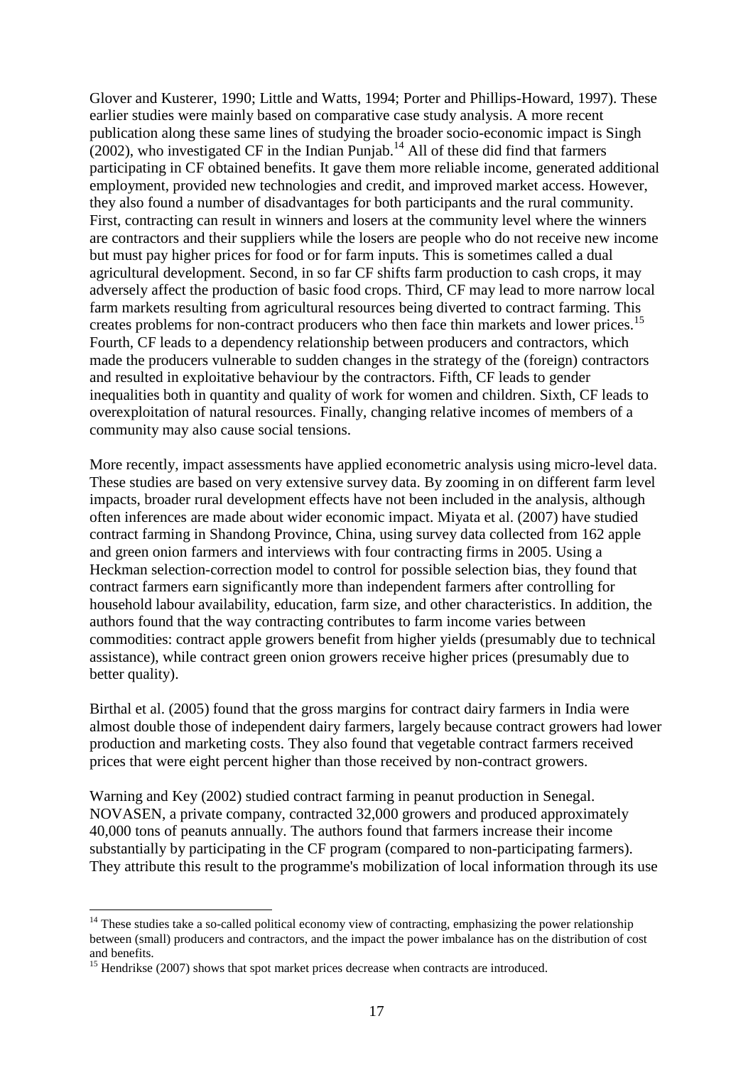Glover and Kusterer, 1990; Little and Watts, 1994; Porter and Phillips-Howard, 1997). These earlier studies were mainly based on comparative case study analysis. A more recent publication along these same lines of studying the broader socio-economic impact is Singh (2002), who investigated CF in the Indian Punjab.[14] All of these did find that farmers participating in CF obtained benefits. It gave them more reliable income, generated additional employment, provided new technologies and credit, and improved market access. However, they also found a number of disadvantages for both participants and the rural community. First, contracting can result in winners and losers at the community level where the winners are contractors and their suppliers while the losers are people who do not receive new income but must pay higher prices for food or for farm inputs. This is sometimes called a dual agricultural development. Second, in so far CF shifts farm production to cash crops, it may adversely affect the production of basic food crops. Third, CF may lead to more narrow local farm markets resulting from agricultural resources being diverted to contract farming. This creates problems for non-contract producers who then face thin markets and lower prices.[15] Fourth, CF leads to a dependency relationship between producers and contractors, which made the producers vulnerable to sudden changes in the strategy of the (foreign) contractors and resulted in exploitative behaviour by the contractors. Fifth, CF leads to gender inequalities both in quantity and quality of work for women and children. Sixth, CF leads to overexploitation of natural resources. Finally, changing relative incomes of members of a community may also cause social tensions.

More recently, impact assessments have applied econometric analysis using micro-level data. These studies are based on very extensive survey data. By zooming in on different farm level impacts, broader rural development effects have not been included in the analysis, although often inferences are made about wider economic impact. Miyata et al. (2007) have studied contract farming in Shandong Province, China, using survey data collected from 162 apple and green onion farmers and interviews with four contracting firms in 2005. Using a Heckman selection-correction model to control for possible selection bias, they found that contract farmers earn significantly more than independent farmers after controlling for household labour availability, education, farm size, and other characteristics. In addition, the authors found that the way contracting contributes to farm income varies between commodities: contract apple growers benefit from higher yields (presumably due to technical assistance), while contract green onion growers receive higher prices (presumably due to better quality).

Birthal et al. (2005) found that the gross margins for contract dairy farmers in India were almost double those of independent dairy farmers, largely because contract growers had lower production and marketing costs. They also found that vegetable contract farmers received prices that were eight percent higher than those received by non-contract growers.

Warning and Key (2002) studied contract farming in peanut production in Senegal. NOVASEN, a private company, contracted 32,000 growers and produced approximately 40,000 tons of peanuts annually. The authors found that farmers increase their income substantially by participating in the CF program (compared to non-participating farmers). They attribute this result to the programme's mobilization of local information through its use

---

[14] These studies take a so-called political economy view of contracting, emphasizing the power relationship between (small) producers and contractors, and the impact the power imbalance has on the distribution of cost and benefits.

[15] Hendrikse (2007) shows that spot market prices decrease when contracts are introduced.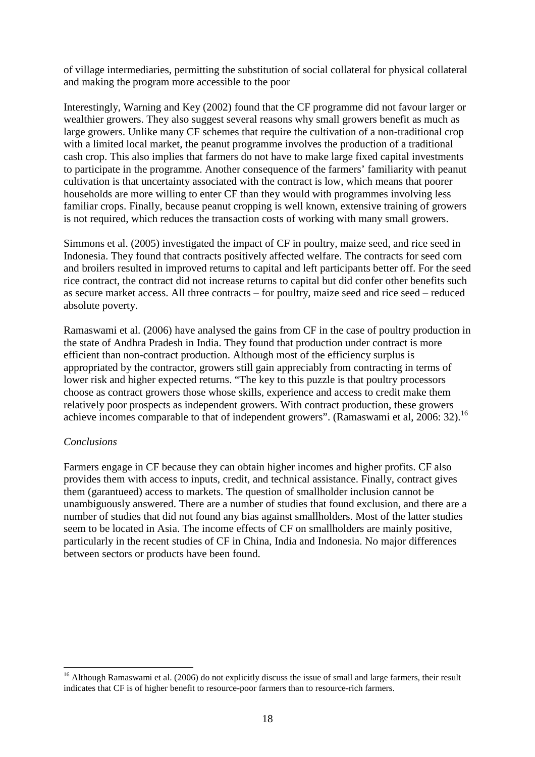of village intermediaries, permitting the substitution of social collateral for physical collateral and making the program more accessible to the poor

Interestingly, Warning and Key (2002) found that the CF programme did not favour larger or wealthier growers. They also suggest several reasons why small growers benefit as much as large growers. Unlike many CF schemes that require the cultivation of a non-traditional crop with a limited local market, the peanut programme involves the production of a traditional cash crop. This also implies that farmers do not have to make large fixed capital investments to participate in the programme. Another consequence of the farmers' familiarity with peanut cultivation is that uncertainty associated with the contract is low, which means that poorer households are more willing to enter CF than they would with programmes involving less familiar crops. Finally, because peanut cropping is well known, extensive training of growers is not required, which reduces the transaction costs of working with many small growers.

Simmons et al. (2005) investigated the impact of CF in poultry, maize seed, and rice seed in Indonesia. They found that contracts positively affected welfare. The contracts for seed corn and broilers resulted in improved returns to capital and left participants better off. For the seed rice contract, the contract did not increase returns to capital but did confer other benefits such as secure market access. All three contracts – for poultry, maize seed and rice seed – reduced absolute poverty.

Ramaswami et al. (2006) have analysed the gains from CF in the case of poultry production in the state of Andhra Pradesh in India. They found that production under contract is more efficient than non-contract production. Although most of the efficiency surplus is appropriated by the contractor, growers still gain appreciably from contracting in terms of lower risk and higher expected returns. "The key to this puzzle is that poultry processors choose as contract growers those whose skills, experience and access to credit make them relatively poor prospects as independent growers. With contract production, these growers achieve incomes comparable to that of independent growers". (Ramaswami et al, 2006: 32).[16]

*Conclusions*

Farmers engage in CF because they can obtain higher incomes and higher profits. CF also provides them with access to inputs, credit, and technical assistance. Finally, contract gives them (garantueed) access to markets. The question of smallholder inclusion cannot be unambiguously answered. There are a number of studies that found exclusion, and there are a number of studies that did not found any bias against smallholders. Most of the latter studies seem to be located in Asia. The income effects of CF on smallholders are mainly positive, particularly in the recent studies of CF in China, India and Indonesia. No major differences between sectors or products have been found.

[16] Although Ramaswami et al. (2006) do not explicitly discuss the issue of small and large farmers, their result indicates that CF is of higher benefit to resource-poor farmers than to resource-rich farmers.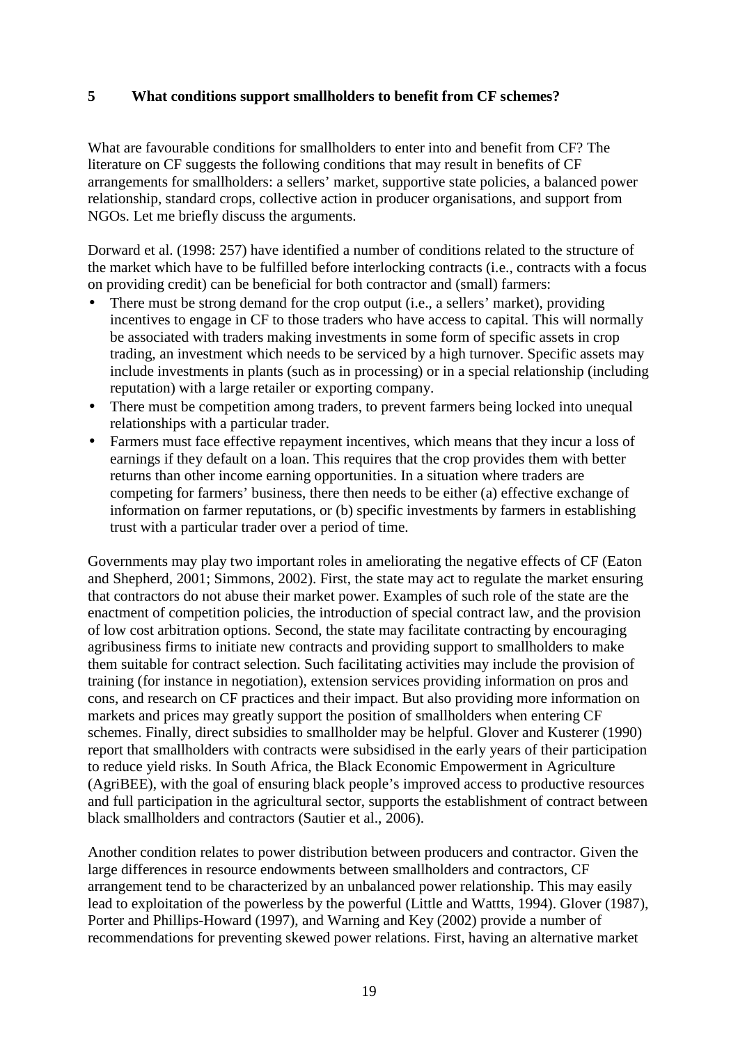## 5 What conditions support smallholders to benefit from CF schemes?

What are favourable conditions for smallholders to enter into and benefit from CF? The literature on CF suggests the following conditions that may result in benefits of CF arrangements for smallholders: a sellers' market, supportive state policies, a balanced power relationship, standard crops, collective action in producer organisations, and support from NGOs. Let me briefly discuss the arguments.

Dorward et al. (1998: 257) have identified a number of conditions related to the structure of the market which have to be fulfilled before interlocking contracts (i.e., contracts with a focus on providing credit) can be beneficial for both contractor and (small) farmers:

- There must be strong demand for the crop output (i.e., a sellers' market), providing incentives to engage in CF to those traders who have access to capital. This will normally be associated with traders making investments in some form of specific assets in crop trading, an investment which needs to be serviced by a high turnover. Specific assets may include investments in plants (such as in processing) or in a special relationship (including reputation) with a large retailer or exporting company.
- There must be competition among traders, to prevent farmers being locked into unequal relationships with a particular trader.
- Farmers must face effective repayment incentives, which means that they incur a loss of earnings if they default on a loan. This requires that the crop provides them with better returns than other income earning opportunities. In a situation where traders are competing for farmers' business, there then needs to be either (a) effective exchange of information on farmer reputations, or (b) specific investments by farmers in establishing trust with a particular trader over a period of time.

Governments may play two important roles in ameliorating the negative effects of CF (Eaton and Shepherd, 2001; Simmons, 2002). First, the state may act to regulate the market ensuring that contractors do not abuse their market power. Examples of such role of the state are the enactment of competition policies, the introduction of special contract law, and the provision of low cost arbitration options. Second, the state may facilitate contracting by encouraging agribusiness firms to initiate new contracts and providing support to smallholders to make them suitable for contract selection. Such facilitating activities may include the provision of training (for instance in negotiation), extension services providing information on pros and cons, and research on CF practices and their impact. But also providing more information on markets and prices may greatly support the position of smallholders when entering CF schemes. Finally, direct subsidies to smallholder may be helpful. Glover and Kusterer (1990) report that smallholders with contracts were subsidised in the early years of their participation to reduce yield risks. In South Africa, the Black Economic Empowerment in Agriculture (AgriBEE), with the goal of ensuring black people's improved access to productive resources and full participation in the agricultural sector, supports the establishment of contract between black smallholders and contractors (Sautier et al., 2006).

Another condition relates to power distribution between producers and contractor. Given the large differences in resource endowments between smallholders and contractors, CF arrangement tend to be characterized by an unbalanced power relationship. This may easily lead to exploitation of the powerless by the powerful (Little and Wattts, 1994). Glover (1987), Porter and Phillips-Howard (1997), and Warning and Key (2002) provide a number of recommendations for preventing skewed power relations. First, having an alternative market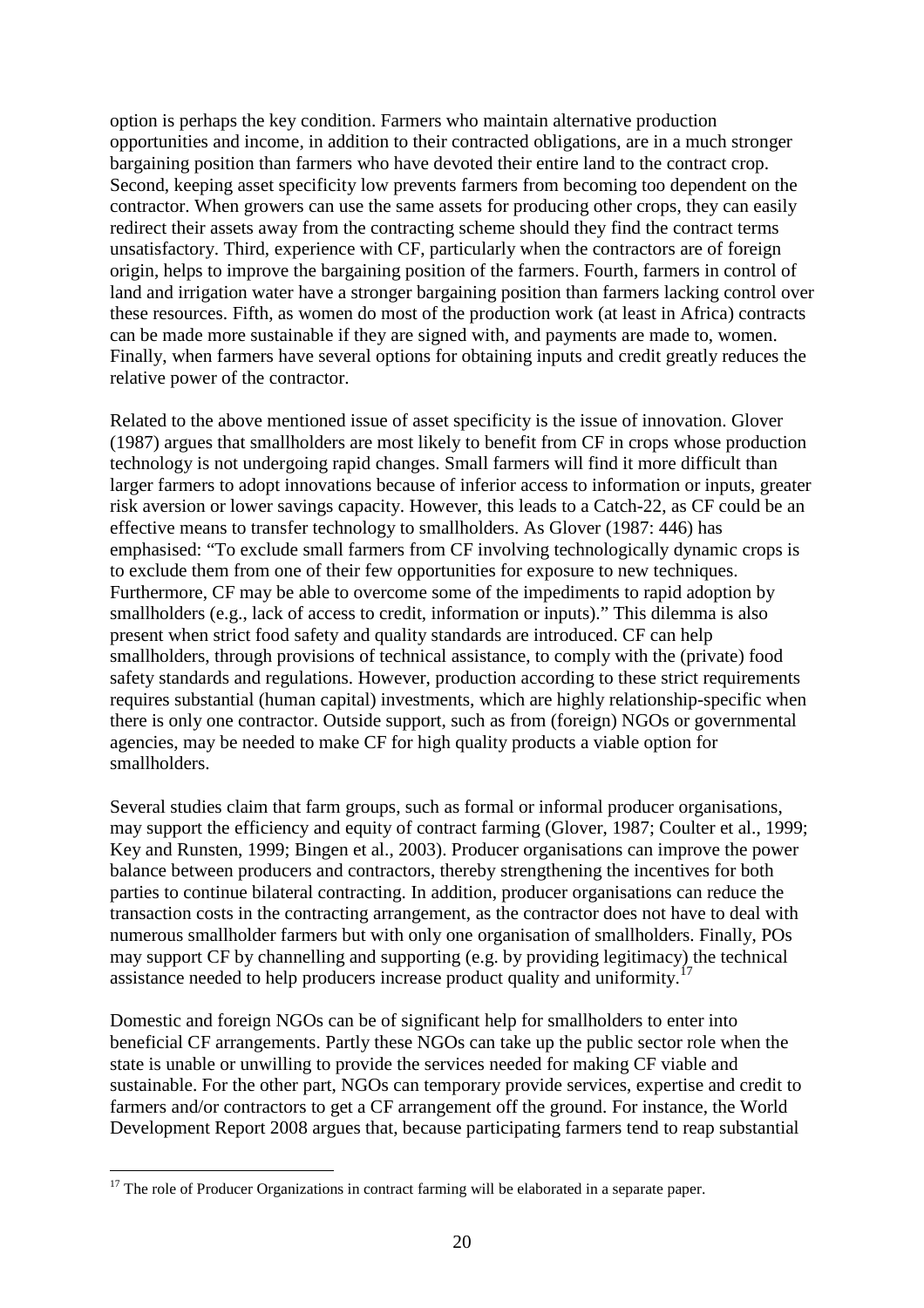option is perhaps the key condition. Farmers who maintain alternative production opportunities and income, in addition to their contracted obligations, are in a much stronger bargaining position than farmers who have devoted their entire land to the contract crop. Second, keeping asset specificity low prevents farmers from becoming too dependent on the contractor. When growers can use the same assets for producing other crops, they can easily redirect their assets away from the contracting scheme should they find the contract terms unsatisfactory. Third, experience with CF, particularly when the contractors are of foreign origin, helps to improve the bargaining position of the farmers. Fourth, farmers in control of land and irrigation water have a stronger bargaining position than farmers lacking control over these resources. Fifth, as women do most of the production work (at least in Africa) contracts can be made more sustainable if they are signed with, and payments are made to, women. Finally, when farmers have several options for obtaining inputs and credit greatly reduces the relative power of the contractor.

Related to the above mentioned issue of asset specificity is the issue of innovation. Glover (1987) argues that smallholders are most likely to benefit from CF in crops whose production technology is not undergoing rapid changes. Small farmers will find it more difficult than larger farmers to adopt innovations because of inferior access to information or inputs, greater risk aversion or lower savings capacity. However, this leads to a Catch-22, as CF could be an effective means to transfer technology to smallholders. As Glover (1987: 446) has emphasised: "To exclude small farmers from CF involving technologically dynamic crops is to exclude them from one of their few opportunities for exposure to new techniques. Furthermore, CF may be able to overcome some of the impediments to rapid adoption by smallholders (e.g., lack of access to credit, information or inputs)." This dilemma is also present when strict food safety and quality standards are introduced. CF can help smallholders, through provisions of technical assistance, to comply with the (private) food safety standards and regulations. However, production according to these strict requirements requires substantial (human capital) investments, which are highly relationship-specific when there is only one contractor. Outside support, such as from (foreign) NGOs or governmental agencies, may be needed to make CF for high quality products a viable option for smallholders.

Several studies claim that farm groups, such as formal or informal producer organisations, may support the efficiency and equity of contract farming (Glover, 1987; Coulter et al., 1999; Key and Runsten, 1999; Bingen et al., 2003). Producer organisations can improve the power balance between producers and contractors, thereby strengthening the incentives for both parties to continue bilateral contracting. In addition, producer organisations can reduce the transaction costs in the contracting arrangement, as the contractor does not have to deal with numerous smallholder farmers but with only one organisation of smallholders. Finally, POs may support CF by channelling and supporting (e.g. by providing legitimacy) the technical assistance needed to help producers increase product quality and uniformity.[17]

Domestic and foreign NGOs can be of significant help for smallholders to enter into beneficial CF arrangements. Partly these NGOs can take up the public sector role when the state is unable or unwilling to provide the services needed for making CF viable and sustainable. For the other part, NGOs can temporary provide services, expertise and credit to farmers and/or contractors to get a CF arrangement off the ground. For instance, the World Development Report 2008 argues that, because participating farmers tend to reap substantial

[17] The role of Producer Organizations in contract farming will be elaborated in a separate paper.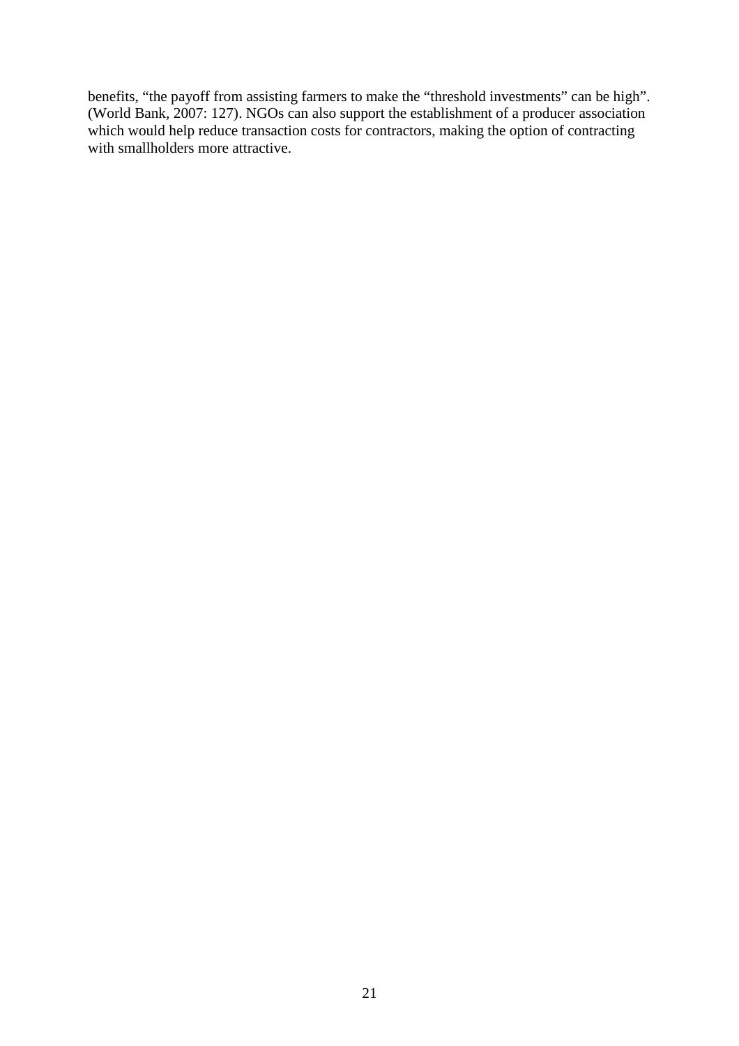benefits, "the payoff from assisting farmers to make the "threshold investments" can be high". (World Bank, 2007: 127). NGOs can also support the establishment of a producer association which would help reduce transaction costs for contractors, making the option of contracting with smallholders more attractive.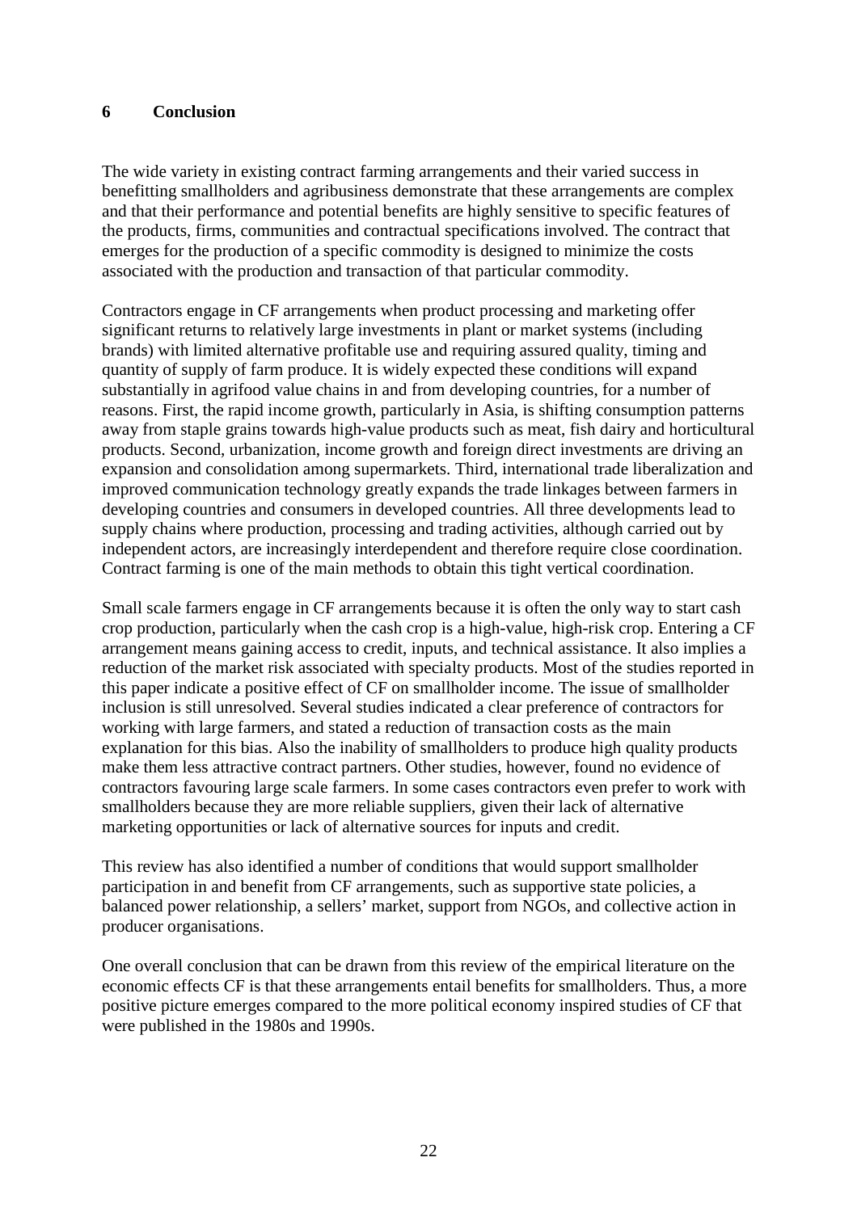## 6 Conclusion

The wide variety in existing contract farming arrangements and their varied success in benefitting smallholders and agribusiness demonstrate that these arrangements are complex and that their performance and potential benefits are highly sensitive to specific features of the products, firms, communities and contractual specifications involved. The contract that emerges for the production of a specific commodity is designed to minimize the costs associated with the production and transaction of that particular commodity.

Contractors engage in CF arrangements when product processing and marketing offer significant returns to relatively large investments in plant or market systems (including brands) with limited alternative profitable use and requiring assured quality, timing and quantity of supply of farm produce. It is widely expected these conditions will expand substantially in agrifood value chains in and from developing countries, for a number of reasons. First, the rapid income growth, particularly in Asia, is shifting consumption patterns away from staple grains towards high-value products such as meat, fish dairy and horticultural products. Second, urbanization, income growth and foreign direct investments are driving an expansion and consolidation among supermarkets. Third, international trade liberalization and improved communication technology greatly expands the trade linkages between farmers in developing countries and consumers in developed countries. All three developments lead to supply chains where production, processing and trading activities, although carried out by independent actors, are increasingly interdependent and therefore require close coordination. Contract farming is one of the main methods to obtain this tight vertical coordination.

Small scale farmers engage in CF arrangements because it is often the only way to start cash crop production, particularly when the cash crop is a high-value, high-risk crop. Entering a CF arrangement means gaining access to credit, inputs, and technical assistance. It also implies a reduction of the market risk associated with specialty products. Most of the studies reported in this paper indicate a positive effect of CF on smallholder income. The issue of smallholder inclusion is still unresolved. Several studies indicated a clear preference of contractors for working with large farmers, and stated a reduction of transaction costs as the main explanation for this bias. Also the inability of smallholders to produce high quality products make them less attractive contract partners. Other studies, however, found no evidence of contractors favouring large scale farmers. In some cases contractors even prefer to work with smallholders because they are more reliable suppliers, given their lack of alternative marketing opportunities or lack of alternative sources for inputs and credit.

This review has also identified a number of conditions that would support smallholder participation in and benefit from CF arrangements, such as supportive state policies, a balanced power relationship, a sellers' market, support from NGOs, and collective action in producer organisations.

One overall conclusion that can be drawn from this review of the empirical literature on the economic effects CF is that these arrangements entail benefits for smallholders. Thus, a more positive picture emerges compared to the more political economy inspired studies of CF that were published in the 1980s and 1990s.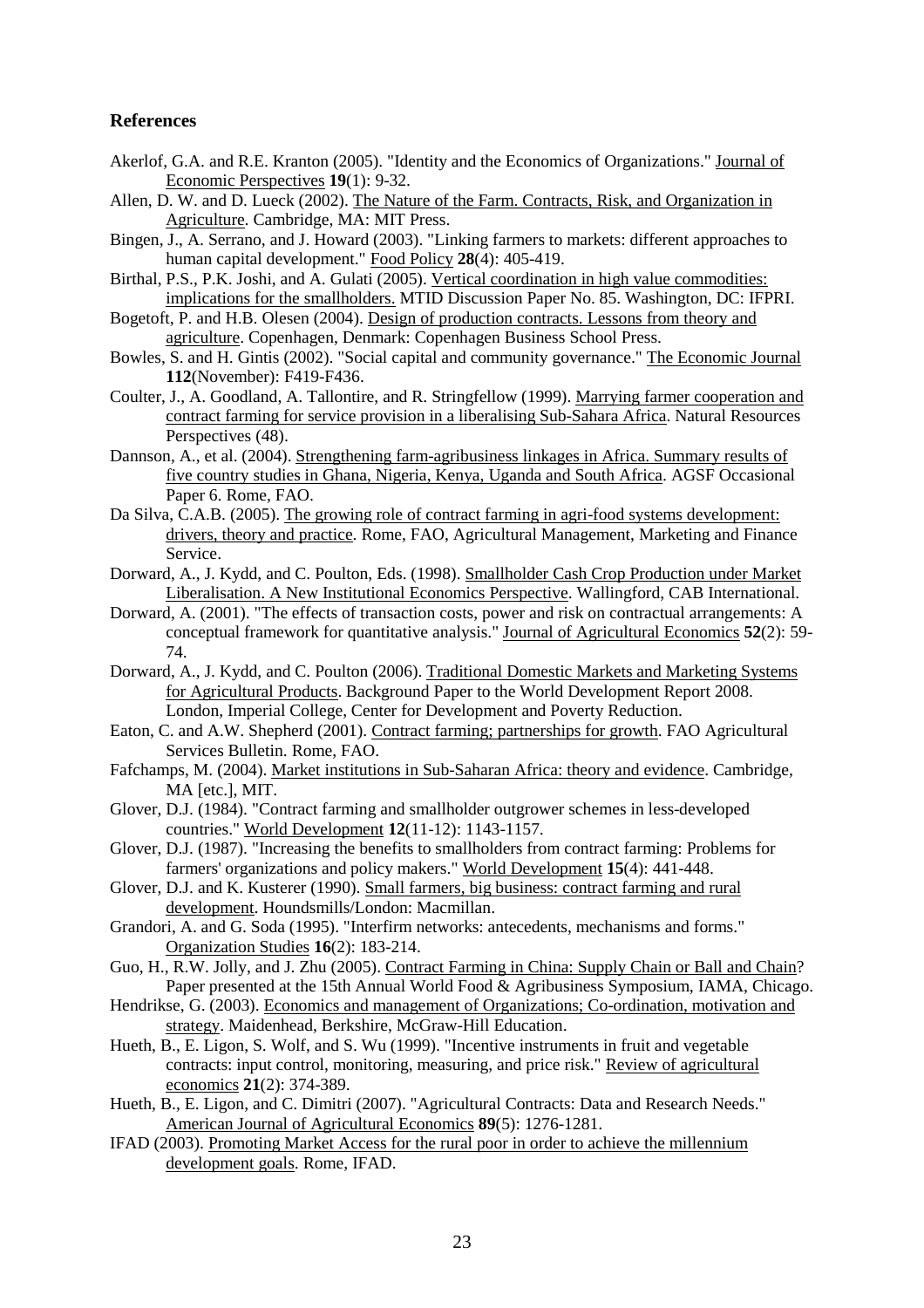## References

Akerlof, G.A. and R.E. Kranton (2005). "Identity and the Economics of Organizations." Journal of Economic Perspectives **19**(1): 9-32.

Allen, D. W. and D. Lueck (2002). The Nature of the Farm. Contracts, Risk, and Organization in Agriculture. Cambridge, MA: MIT Press.

Bingen, J., A. Serrano, and J. Howard (2003). "Linking farmers to markets: different approaches to human capital development." Food Policy **28**(4): 405-419.

Birthal, P.S., P.K. Joshi, and A. Gulati (2005). Vertical coordination in high value commodities: implications for the smallholders. MTID Discussion Paper No. 85. Washington, DC: IFPRI.

Bogetoft, P. and H.B. Olesen (2004). Design of production contracts. Lessons from theory and agriculture. Copenhagen, Denmark: Copenhagen Business School Press.

Bowles, S. and H. Gintis (2002). "Social capital and community governance." The Economic Journal **112**(November): F419-F436.

Coulter, J., A. Goodland, A. Tallontire, and R. Stringfellow (1999). Marrying farmer cooperation and contract farming for service provision in a liberalising Sub-Sahara Africa. Natural Resources Perspectives (48).

Dannson, A., et al. (2004). Strengthening farm-agribusiness linkages in Africa. Summary results of five country studies in Ghana, Nigeria, Kenya, Uganda and South Africa. AGSF Occasional Paper 6. Rome, FAO.

Da Silva, C.A.B. (2005). The growing role of contract farming in agri-food systems development: drivers, theory and practice. Rome, FAO, Agricultural Management, Marketing and Finance Service.

Dorward, A., J. Kydd, and C. Poulton, Eds. (1998). Smallholder Cash Crop Production under Market Liberalisation. A New Institutional Economics Perspective. Wallingford, CAB International.

Dorward, A. (2001). "The effects of transaction costs, power and risk on contractual arrangements: A conceptual framework for quantitative analysis." Journal of Agricultural Economics **52**(2): 59-74.

Dorward, A., J. Kydd, and C. Poulton (2006). Traditional Domestic Markets and Marketing Systems for Agricultural Products. Background Paper to the World Development Report 2008. London, Imperial College, Center for Development and Poverty Reduction.

Eaton, C. and A.W. Shepherd (2001). Contract farming; partnerships for growth. FAO Agricultural Services Bulletin. Rome, FAO.

Fafchamps, M. (2004). Market institutions in Sub-Saharan Africa: theory and evidence. Cambridge, MA [etc.], MIT.

Glover, D.J. (1984). "Contract farming and smallholder outgrower schemes in less-developed countries." World Development **12**(11-12): 1143-1157.

Glover, D.J. (1987). "Increasing the benefits to smallholders from contract farming: Problems for farmers' organizations and policy makers." World Development **15**(4): 441-448.

Glover, D.J. and K. Kusterer (1990). Small farmers, big business: contract farming and rural development. Houndsmills/London: Macmillan.

Grandori, A. and G. Soda (1995). "Interfirm networks: antecedents, mechanisms and forms." Organization Studies **16**(2): 183-214.

Guo, H., R.W. Jolly, and J. Zhu (2005). Contract Farming in China: Supply Chain or Ball and Chain? Paper presented at the 15th Annual World Food & Agribusiness Symposium, IAMA, Chicago.

Hendrikse, G. (2003). Economics and management of Organizations; Co-ordination, motivation and strategy. Maidenhead, Berkshire, McGraw-Hill Education.

Hueth, B., E. Ligon, S. Wolf, and S. Wu (1999). "Incentive instruments in fruit and vegetable contracts: input control, monitoring, measuring, and price risk." Review of agricultural economics **21**(2): 374-389.

Hueth, B., E. Ligon, and C. Dimitri (2007). "Agricultural Contracts: Data and Research Needs." American Journal of Agricultural Economics **89**(5): 1276-1281.

IFAD (2003). Promoting Market Access for the rural poor in order to achieve the millennium development goals. Rome, IFAD.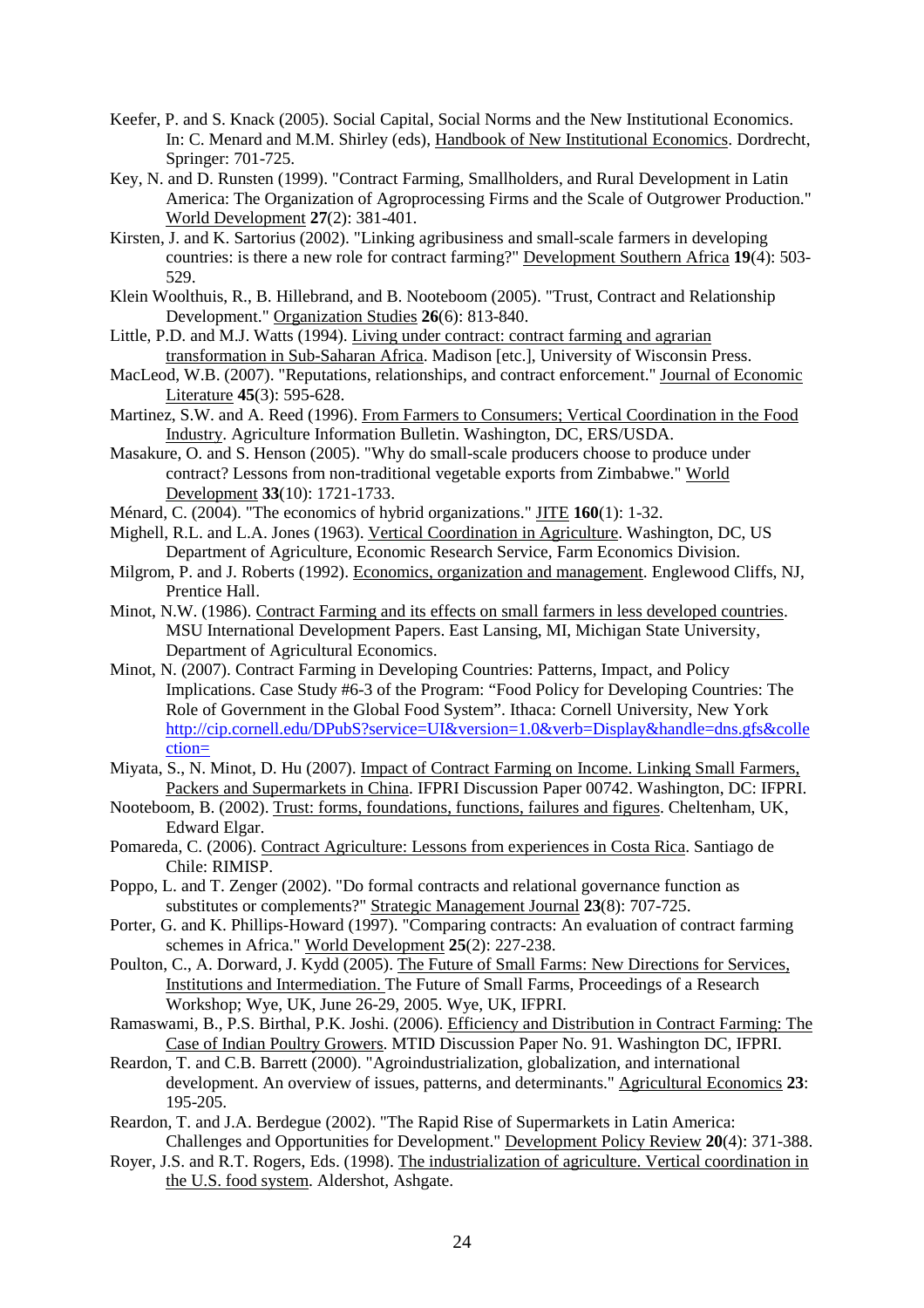Keefer, P. and S. Knack (2005). Social Capital, Social Norms and the New Institutional Economics. In: C. Menard and M.M. Shirley (eds), Handbook of New Institutional Economics. Dordrecht, Springer: 701-725.

Key, N. and D. Runsten (1999). "Contract Farming, Smallholders, and Rural Development in Latin America: The Organization of Agroprocessing Firms and the Scale of Outgrower Production." World Development **27**(2): 381-401.

Kirsten, J. and K. Sartorius (2002). "Linking agribusiness and small-scale farmers in developing countries: is there a new role for contract farming?" Development Southern Africa **19**(4): 503-529.

Klein Woolthuis, R., B. Hillebrand, and B. Nooteboom (2005). "Trust, Contract and Relationship Development." Organization Studies **26**(6): 813-840.

Little, P.D. and M.J. Watts (1994). Living under contract: contract farming and agrarian transformation in Sub-Saharan Africa. Madison [etc.], University of Wisconsin Press.

MacLeod, W.B. (2007). "Reputations, relationships, and contract enforcement." Journal of Economic Literature **45**(3): 595-628.

Martinez, S.W. and A. Reed (1996). From Farmers to Consumers; Vertical Coordination in the Food Industry. Agriculture Information Bulletin. Washington, DC, ERS/USDA.

Masakure, O. and S. Henson (2005). "Why do small-scale producers choose to produce under contract? Lessons from non-traditional vegetable exports from Zimbabwe." World Development **33**(10): 1721-1733.

Ménard, C. (2004). "The economics of hybrid organizations." JITE **160**(1): 1-32.

Mighell, R.L. and L.A. Jones (1963). Vertical Coordination in Agriculture. Washington, DC, US Department of Agriculture, Economic Research Service, Farm Economics Division.

Milgrom, P. and J. Roberts (1992). Economics, organization and management. Englewood Cliffs, NJ, Prentice Hall.

Minot, N.W. (1986). Contract Farming and its effects on small farmers in less developed countries. MSU International Development Papers. East Lansing, MI, Michigan State University, Department of Agricultural Economics.

Minot, N. (2007). Contract Farming in Developing Countries: Patterns, Impact, and Policy Implications. Case Study #6-3 of the Program: "Food Policy for Developing Countries: The Role of Government in the Global Food System". Ithaca: Cornell University, New York http://cip.cornell.edu/DPubS?service=UI&version=1.0&verb=Display&handle=dns.gfs&collection=

Miyata, S., N. Minot, D. Hu (2007). Impact of Contract Farming on Income. Linking Small Farmers, Packers and Supermarkets in China. IFPRI Discussion Paper 00742. Washington, DC: IFPRI.

Nooteboom, B. (2002). Trust: forms, foundations, functions, failures and figures. Cheltenham, UK, Edward Elgar.

Pomareda, C. (2006). Contract Agriculture: Lessons from experiences in Costa Rica. Santiago de Chile: RIMISP.

Poppo, L. and T. Zenger (2002). "Do formal contracts and relational governance function as substitutes or complements?" Strategic Management Journal **23**(8): 707-725.

Porter, G. and K. Phillips-Howard (1997). "Comparing contracts: An evaluation of contract farming schemes in Africa." World Development **25**(2): 227-238.

Poulton, C., A. Dorward, J. Kydd (2005). The Future of Small Farms: New Directions for Services, Institutions and Intermediation. The Future of Small Farms, Proceedings of a Research Workshop; Wye, UK, June 26-29, 2005. Wye, UK, IFPRI.

Ramaswami, B., P.S. Birthal, P.K. Joshi. (2006). Efficiency and Distribution in Contract Farming: The Case of Indian Poultry Growers. MTID Discussion Paper No. 91. Washington DC, IFPRI.

Reardon, T. and C.B. Barrett (2000). "Agroindustrialization, globalization, and international development. An overview of issues, patterns, and determinants." Agricultural Economics **23**: 195-205.

Reardon, T. and J.A. Berdegue (2002). "The Rapid Rise of Supermarkets in Latin America: Challenges and Opportunities for Development." Development Policy Review **20**(4): 371-388.

Royer, J.S. and R.T. Rogers, Eds. (1998). The industrialization of agriculture. Vertical coordination in the U.S. food system. Aldershot, Ashgate.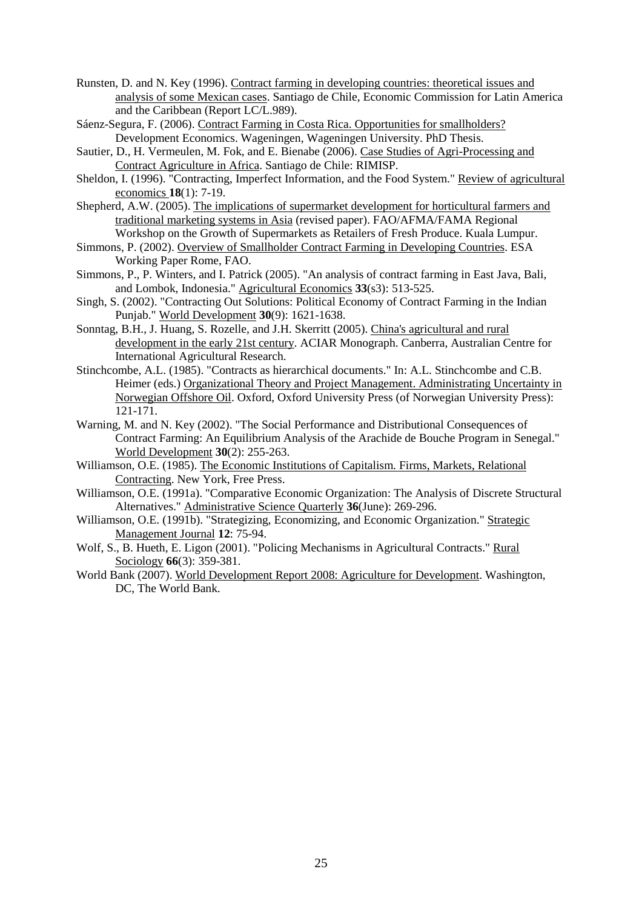Runsten, D. and N. Key (1996). Contract farming in developing countries: theoretical issues and analysis of some Mexican cases. Santiago de Chile, Economic Commission for Latin America and the Caribbean (Report LC/L.989).

Sáenz-Segura, F. (2006). Contract Farming in Costa Rica. Opportunities for smallholders? Development Economics. Wageningen, Wageningen University. PhD Thesis.

Sautier, D., H. Vermeulen, M. Fok, and E. Bienabe (2006). Case Studies of Agri-Processing and Contract Agriculture in Africa. Santiago de Chile: RIMISP.

Sheldon, I. (1996). "Contracting, Imperfect Information, and the Food System." Review of agricultural economics **18**(1): 7-19.

Shepherd, A.W. (2005). The implications of supermarket development for horticultural farmers and traditional marketing systems in Asia (revised paper). FAO/AFMA/FAMA Regional Workshop on the Growth of Supermarkets as Retailers of Fresh Produce. Kuala Lumpur.

Simmons, P. (2002). Overview of Smallholder Contract Farming in Developing Countries. ESA Working Paper Rome, FAO.

Simmons, P., P. Winters, and I. Patrick (2005). "An analysis of contract farming in East Java, Bali, and Lombok, Indonesia." Agricultural Economics **33**(s3): 513-525.

Singh, S. (2002). "Contracting Out Solutions: Political Economy of Contract Farming in the Indian Punjab." World Development **30**(9): 1621-1638.

Sonntag, B.H., J. Huang, S. Rozelle, and J.H. Skerritt (2005). China's agricultural and rural development in the early 21st century. ACIAR Monograph. Canberra, Australian Centre for International Agricultural Research.

Stinchcombe, A.L. (1985). "Contracts as hierarchical documents." In: A.L. Stinchcombe and C.B. Heimer (eds.) Organizational Theory and Project Management. Administrating Uncertainty in Norwegian Offshore Oil. Oxford, Oxford University Press (of Norwegian University Press): 121-171.

Warning, M. and N. Key (2002). "The Social Performance and Distributional Consequences of Contract Farming: An Equilibrium Analysis of the Arachide de Bouche Program in Senegal." World Development **30**(2): 255-263.

Williamson, O.E. (1985). The Economic Institutions of Capitalism. Firms, Markets, Relational Contracting. New York, Free Press.

Williamson, O.E. (1991a). "Comparative Economic Organization: The Analysis of Discrete Structural Alternatives." Administrative Science Quarterly **36**(June): 269-296.

Williamson, O.E. (1991b). "Strategizing, Economizing, and Economic Organization." Strategic Management Journal **12**: 75-94.

Wolf, S., B. Hueth, E. Ligon (2001). "Policing Mechanisms in Agricultural Contracts." Rural Sociology **66**(3): 359-381.

World Bank (2007). World Development Report 2008: Agriculture for Development. Washington, DC, The World Bank.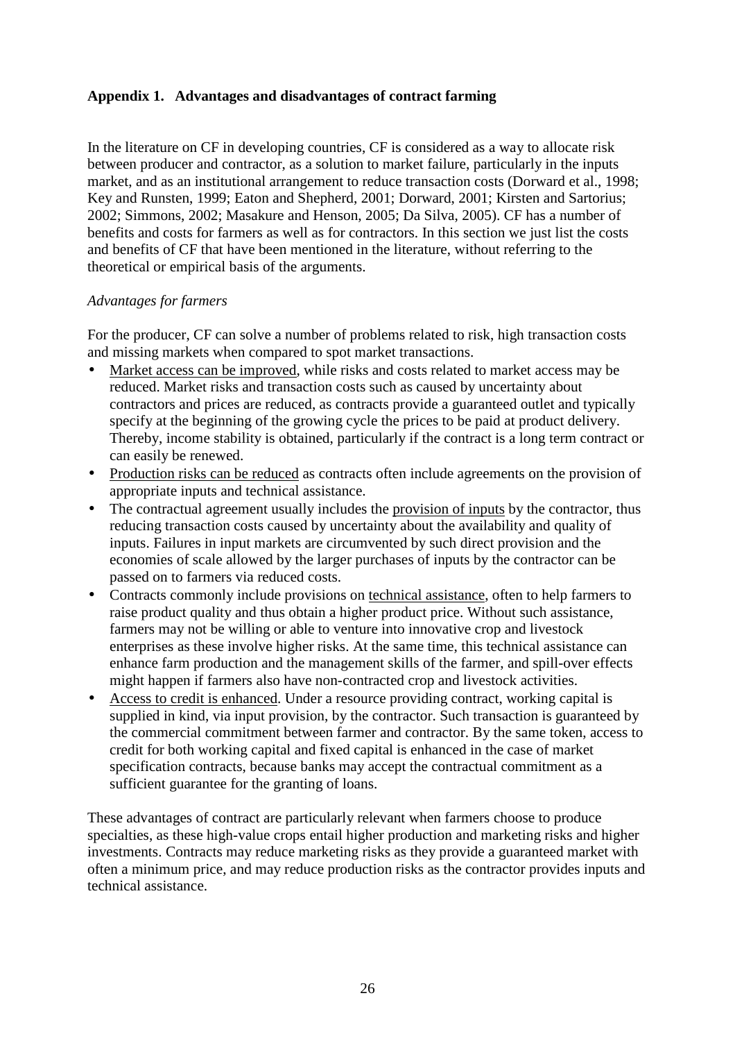## Appendix 1. Advantages and disadvantages of contract farming

In the literature on CF in developing countries, CF is considered as a way to allocate risk between producer and contractor, as a solution to market failure, particularly in the inputs market, and as an institutional arrangement to reduce transaction costs (Dorward et al., 1998; Key and Runsten, 1999; Eaton and Shepherd, 2001; Dorward, 2001; Kirsten and Sartorius; 2002; Simmons, 2002; Masakure and Henson, 2005; Da Silva, 2005). CF has a number of benefits and costs for farmers as well as for contractors. In this section we just list the costs and benefits of CF that have been mentioned in the literature, without referring to the theoretical or empirical basis of the arguments.

*Advantages for farmers*

For the producer, CF can solve a number of problems related to risk, high transaction costs and missing markets when compared to spot market transactions.

- Market access can be improved, while risks and costs related to market access may be reduced. Market risks and transaction costs such as caused by uncertainty about contractors and prices are reduced, as contracts provide a guaranteed outlet and typically specify at the beginning of the growing cycle the prices to be paid at product delivery. Thereby, income stability is obtained, particularly if the contract is a long term contract or can easily be renewed.
- Production risks can be reduced as contracts often include agreements on the provision of appropriate inputs and technical assistance.
- The contractual agreement usually includes the provision of inputs by the contractor, thus reducing transaction costs caused by uncertainty about the availability and quality of inputs. Failures in input markets are circumvented by such direct provision and the economies of scale allowed by the larger purchases of inputs by the contractor can be passed on to farmers via reduced costs.
- Contracts commonly include provisions on technical assistance, often to help farmers to raise product quality and thus obtain a higher product price. Without such assistance, farmers may not be willing or able to venture into innovative crop and livestock enterprises as these involve higher risks. At the same time, this technical assistance can enhance farm production and the management skills of the farmer, and spill-over effects might happen if farmers also have non-contracted crop and livestock activities.
- Access to credit is enhanced. Under a resource providing contract, working capital is supplied in kind, via input provision, by the contractor. Such transaction is guaranteed by the commercial commitment between farmer and contractor. By the same token, access to credit for both working capital and fixed capital is enhanced in the case of market specification contracts, because banks may accept the contractual commitment as a sufficient guarantee for the granting of loans.

These advantages of contract are particularly relevant when farmers choose to produce specialties, as these high-value crops entail higher production and marketing risks and higher investments. Contracts may reduce marketing risks as they provide a guaranteed market with often a minimum price, and may reduce production risks as the contractor provides inputs and technical assistance.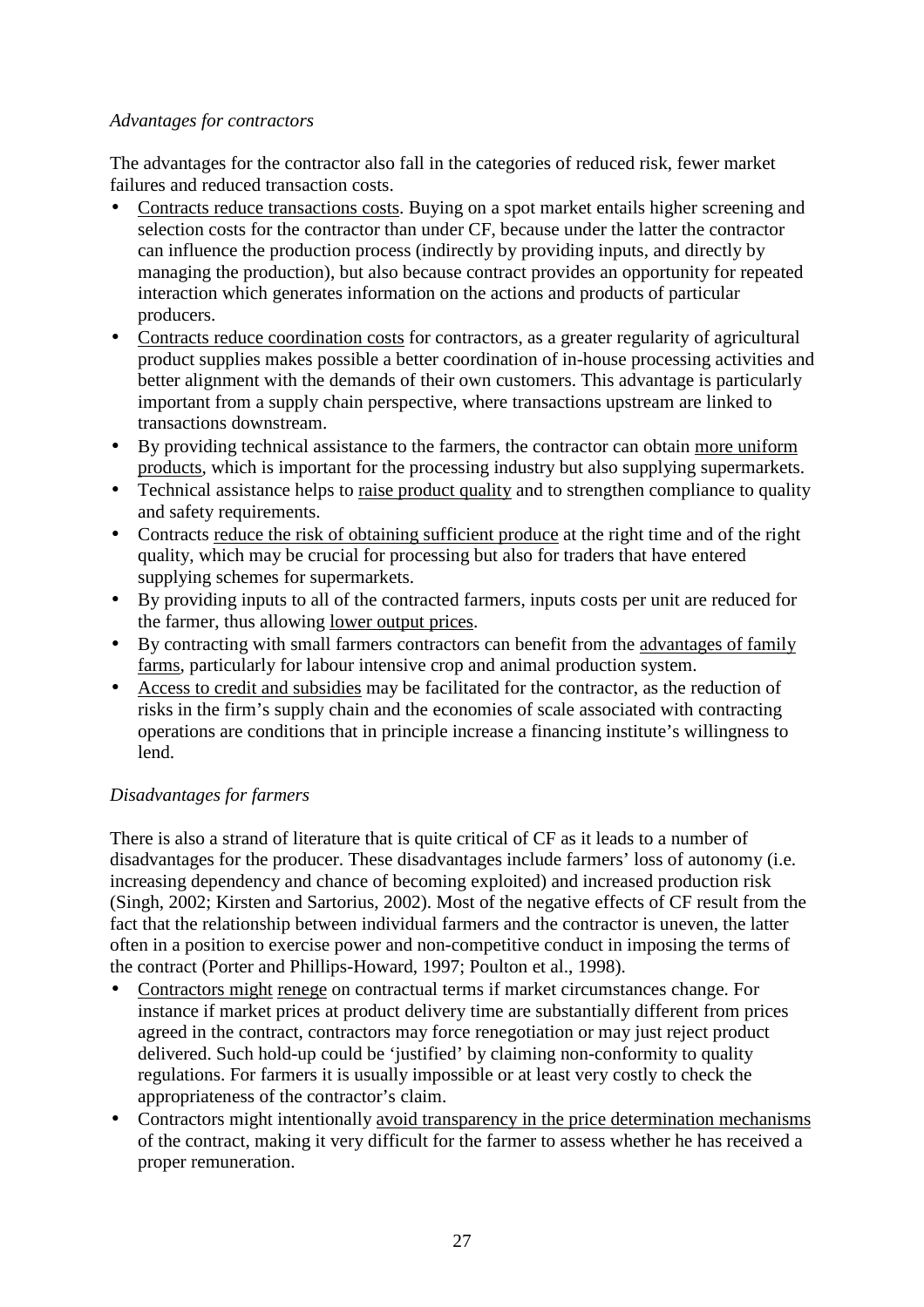*Advantages for contractors*

The advantages for the contractor also fall in the categories of reduced risk, fewer market failures and reduced transaction costs.

- Contracts reduce transactions costs. Buying on a spot market entails higher screening and selection costs for the contractor than under CF, because under the latter the contractor can influence the production process (indirectly by providing inputs, and directly by managing the production), but also because contract provides an opportunity for repeated interaction which generates information on the actions and products of particular producers.
- Contracts reduce coordination costs for contractors, as a greater regularity of agricultural product supplies makes possible a better coordination of in-house processing activities and better alignment with the demands of their own customers. This advantage is particularly important from a supply chain perspective, where transactions upstream are linked to transactions downstream.
- By providing technical assistance to the farmers, the contractor can obtain more uniform products, which is important for the processing industry but also supplying supermarkets.
- Technical assistance helps to raise product quality and to strengthen compliance to quality and safety requirements.
- Contracts reduce the risk of obtaining sufficient produce at the right time and of the right quality, which may be crucial for processing but also for traders that have entered supplying schemes for supermarkets.
- By providing inputs to all of the contracted farmers, inputs costs per unit are reduced for the farmer, thus allowing lower output prices.
- By contracting with small farmers contractors can benefit from the advantages of family farms, particularly for labour intensive crop and animal production system.
- Access to credit and subsidies may be facilitated for the contractor, as the reduction of risks in the firm's supply chain and the economies of scale associated with contracting operations are conditions that in principle increase a financing institute's willingness to lend.

*Disadvantages for farmers*

There is also a strand of literature that is quite critical of CF as it leads to a number of disadvantages for the producer. These disadvantages include farmers' loss of autonomy (i.e. increasing dependency and chance of becoming exploited) and increased production risk (Singh, 2002; Kirsten and Sartorius, 2002). Most of the negative effects of CF result from the fact that the relationship between individual farmers and the contractor is uneven, the latter often in a position to exercise power and non-competitive conduct in imposing the terms of the contract (Porter and Phillips-Howard, 1997; Poulton et al., 1998).

- Contractors might renege on contractual terms if market circumstances change. For instance if market prices at product delivery time are substantially different from prices agreed in the contract, contractors may force renegotiation or may just reject product delivered. Such hold-up could be 'justified' by claiming non-conformity to quality regulations. For farmers it is usually impossible or at least very costly to check the appropriateness of the contractor's claim.
- Contractors might intentionally avoid transparency in the price determination mechanisms of the contract, making it very difficult for the farmer to assess whether he has received a proper remuneration.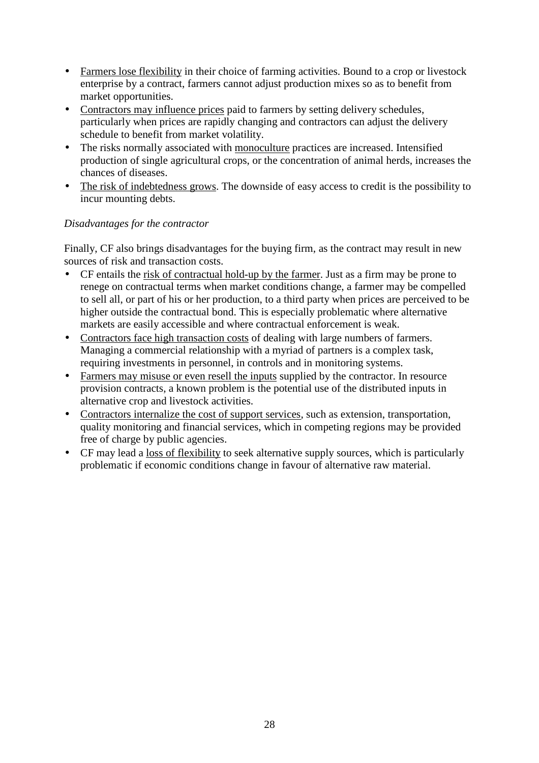- Farmers lose flexibility in their choice of farming activities. Bound to a crop or livestock enterprise by a contract, farmers cannot adjust production mixes so as to benefit from market opportunities.
- Contractors may influence prices paid to farmers by setting delivery schedules, particularly when prices are rapidly changing and contractors can adjust the delivery schedule to benefit from market volatility.
- The risks normally associated with monoculture practices are increased. Intensified production of single agricultural crops, or the concentration of animal herds, increases the chances of diseases.
- The risk of indebtedness grows. The downside of easy access to credit is the possibility to incur mounting debts.

*Disadvantages for the contractor*

Finally, CF also brings disadvantages for the buying firm, as the contract may result in new sources of risk and transaction costs.

- CF entails the risk of contractual hold-up by the farmer. Just as a firm may be prone to renege on contractual terms when market conditions change, a farmer may be compelled to sell all, or part of his or her production, to a third party when prices are perceived to be higher outside the contractual bond. This is especially problematic where alternative markets are easily accessible and where contractual enforcement is weak.
- Contractors face high transaction costs of dealing with large numbers of farmers. Managing a commercial relationship with a myriad of partners is a complex task, requiring investments in personnel, in controls and in monitoring systems.
- Farmers may misuse or even resell the inputs supplied by the contractor. In resource provision contracts, a known problem is the potential use of the distributed inputs in alternative crop and livestock activities.
- Contractors internalize the cost of support services, such as extension, transportation, quality monitoring and financial services, which in competing regions may be provided free of charge by public agencies.
- CF may lead a loss of flexibility to seek alternative supply sources, which is particularly problematic if economic conditions change in favour of alternative raw material.